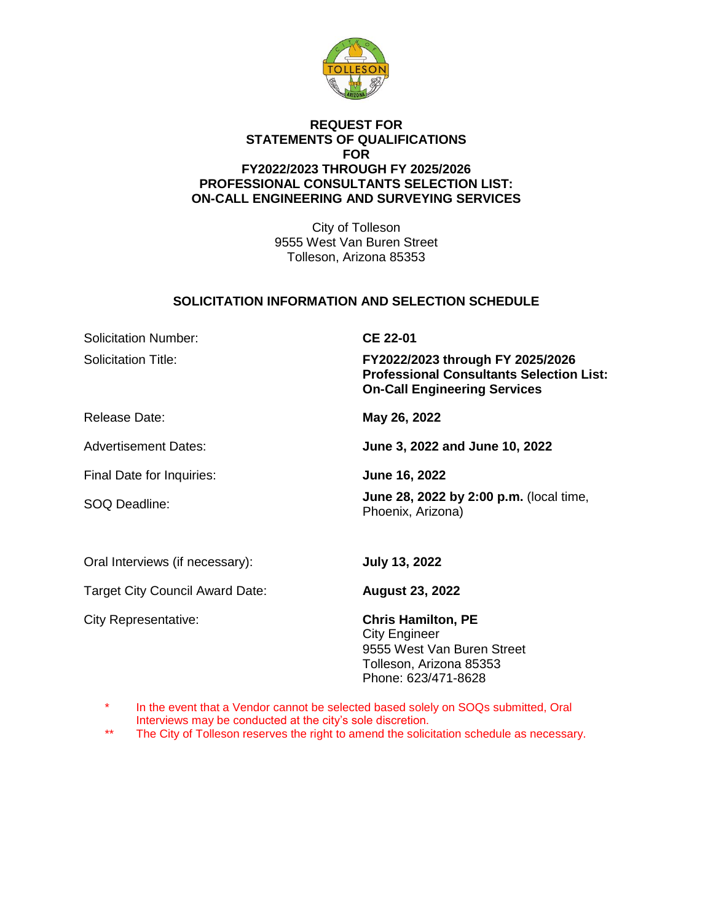# REQUEST FOR STATEMENTS OF QUALIFICATIONS FOR FY2022/2023 THROUGH FY 2025/2026 PROFESSIONAL CONSULTANTS SELECTION LIST: ON-CALL ENGINEERING AND SURVEYING SERVICES

City of Tolleson
9555 West Van Buren Street
Tolleson, Arizona 85353

## SOLICITATION INFORMATION AND SELECTION SCHEDULE

| | |
|---|---|
| Solicitation Number: | **CE 22-01** |
| Solicitation Title: | **FY2022/2023 through FY 2025/2026 Professional Consultants Selection List: On-Call Engineering Services** |
| Release Date: | **May 26, 2022** |
| Advertisement Dates: | **June 3, 2022 and June 10, 2022** |
| Final Date for Inquiries: | **June 16, 2022** |
| SOQ Deadline: | **June 28, 2022 by 2:00 p.m.** (local time, Phoenix, Arizona) |
| Oral Interviews (if necessary): | **July 13, 2022** |
| Target City Council Award Date: | **August 23, 2022** |
| City Representative: | **Chris Hamilton, PE**<br>City Engineer<br>9555 West Van Buren Street<br>Tolleson, Arizona 85353<br>Phone: 623/471-8628 |

\* In the event that a Vendor cannot be selected based solely on SOQs submitted, Oral Interviews may be conducted at the city's sole discretion.

** The City of Tolleson reserves the right to amend the solicitation schedule as necessary.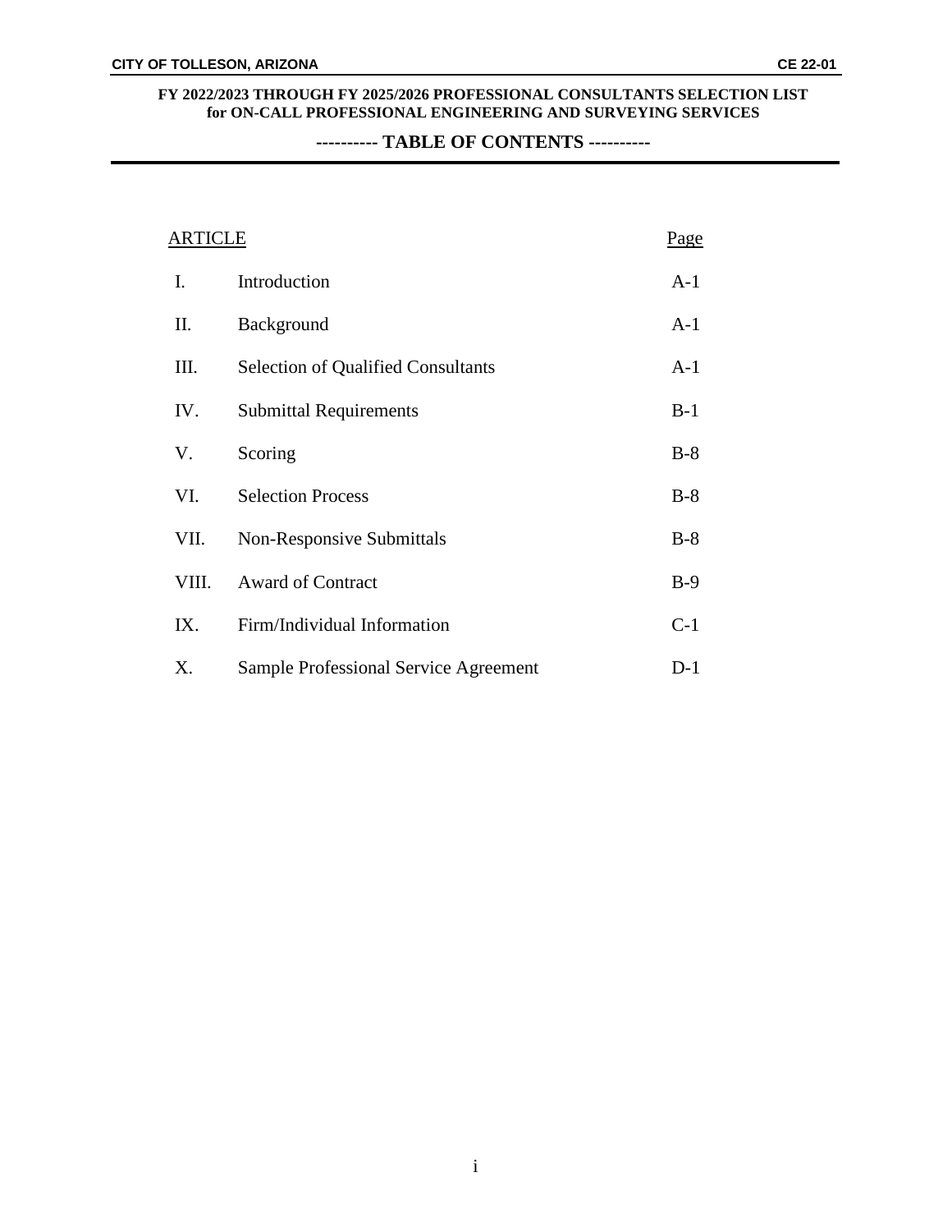**FY 2022/2023 THROUGH FY 2025/2026 PROFESSIONAL CONSULTANTS SELECTION LIST for ON-CALL PROFESSIONAL ENGINEERING AND SURVEYING SERVICES**

## ---------- TABLE OF CONTENTS ----------

| ARTICLE | | Page |
| --- | --- | --- |
| I. | Introduction | A-1 |
| II. | Background | A-1 |
| III. | Selection of Qualified Consultants | A-1 |
| IV. | Submittal Requirements | B-1 |
| V. | Scoring | B-8 |
| VI. | Selection Process | B-8 |
| VII. | Non-Responsive Submittals | B-8 |
| VIII. | Award of Contract | B-9 |
| IX. | Firm/Individual Information | C-1 |
| X. | Sample Professional Service Agreement | D-1 |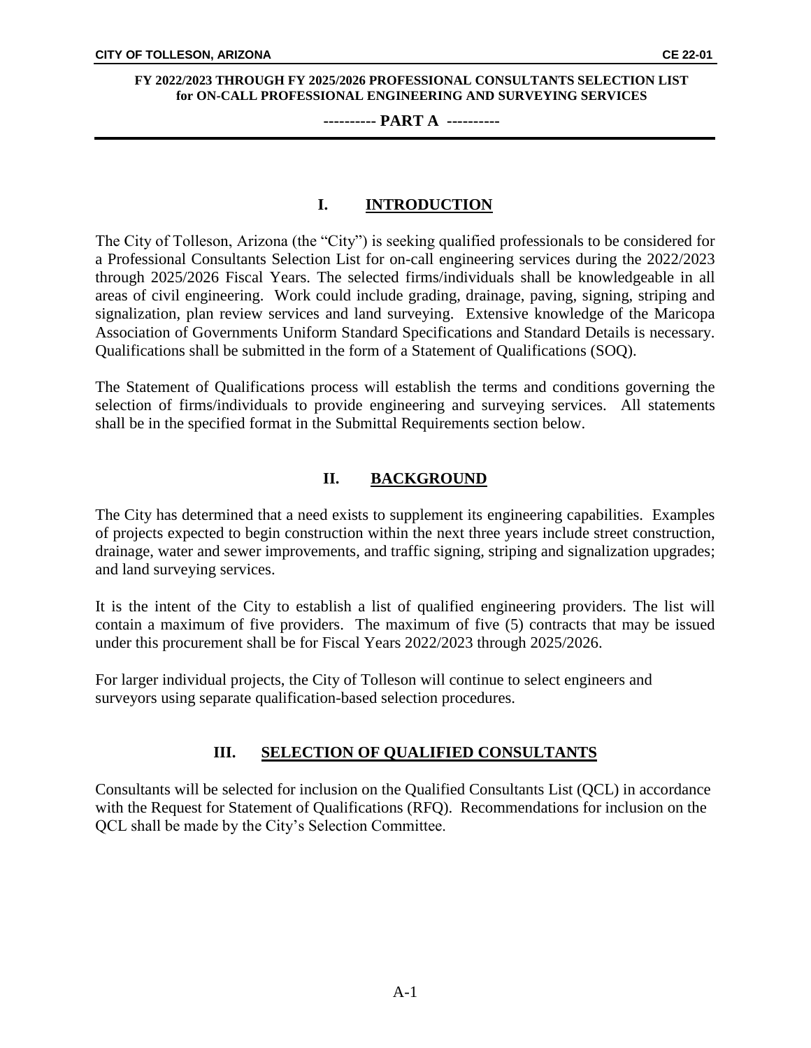## I. INTRODUCTION

The City of Tolleson, Arizona (the "City") is seeking qualified professionals to be considered for a Professional Consultants Selection List for on-call engineering services during the 2022/2023 through 2025/2026 Fiscal Years. The selected firms/individuals shall be knowledgeable in all areas of civil engineering. Work could include grading, drainage, paving, signing, striping and signalization, plan review services and land surveying. Extensive knowledge of the Maricopa Association of Governments Uniform Standard Specifications and Standard Details is necessary. Qualifications shall be submitted in the form of a Statement of Qualifications (SOQ).

The Statement of Qualifications process will establish the terms and conditions governing the selection of firms/individuals to provide engineering and surveying services. All statements shall be in the specified format in the Submittal Requirements section below.

## II. BACKGROUND

The City has determined that a need exists to supplement its engineering capabilities. Examples of projects expected to begin construction within the next three years include street construction, drainage, water and sewer improvements, and traffic signing, striping and signalization upgrades; and land surveying services.

It is the intent of the City to establish a list of qualified engineering providers. The list will contain a maximum of five providers. The maximum of five (5) contracts that may be issued under this procurement shall be for Fiscal Years 2022/2023 through 2025/2026.

For larger individual projects, the City of Tolleson will continue to select engineers and surveyors using separate qualification-based selection procedures.

## III. SELECTION OF QUALIFIED CONSULTANTS

Consultants will be selected for inclusion on the Qualified Consultants List (QCL) in accordance with the Request for Statement of Qualifications (RFQ). Recommendations for inclusion on the QCL shall be made by the City's Selection Committee.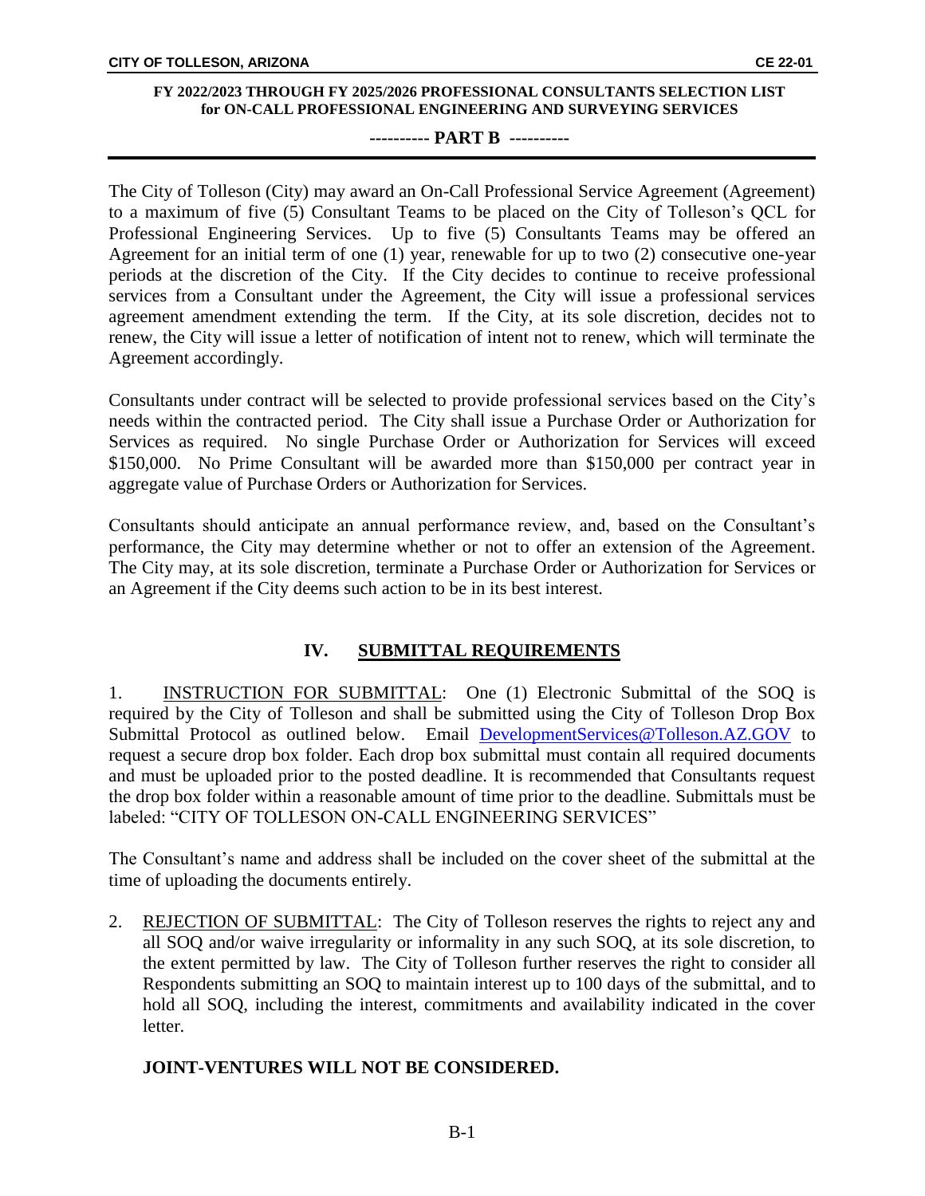**FY 2022/2023 THROUGH FY 2025/2026 PROFESSIONAL CONSULTANTS SELECTION LIST for ON-CALL PROFESSIONAL ENGINEERING AND SURVEYING SERVICES**

**---------- PART B ----------**

The City of Tolleson (City) may award an On-Call Professional Service Agreement (Agreement) to a maximum of five (5) Consultant Teams to be placed on the City of Tolleson's QCL for Professional Engineering Services. Up to five (5) Consultants Teams may be offered an Agreement for an initial term of one (1) year, renewable for up to two (2) consecutive one-year periods at the discretion of the City. If the City decides to continue to receive professional services from a Consultant under the Agreement, the City will issue a professional services agreement amendment extending the term. If the City, at its sole discretion, decides not to renew, the City will issue a letter of notification of intent not to renew, which will terminate the Agreement accordingly.

Consultants under contract will be selected to provide professional services based on the City's needs within the contracted period. The City shall issue a Purchase Order or Authorization for Services as required. No single Purchase Order or Authorization for Services will exceed $150,000. No Prime Consultant will be awarded more than $150,000 per contract year in aggregate value of Purchase Orders or Authorization for Services.

Consultants should anticipate an annual performance review, and, based on the Consultant's performance, the City may determine whether or not to offer an extension of the Agreement. The City may, at its sole discretion, terminate a Purchase Order or Authorization for Services or an Agreement if the City deems such action to be in its best interest.

## IV. SUBMITTAL REQUIREMENTS

1. INSTRUCTION FOR SUBMITTAL: One (1) Electronic Submittal of the SOQ is required by the City of Tolleson and shall be submitted using the City of Tolleson Drop Box Submittal Protocol as outlined below. Email DevelopmentServices@Tolleson.AZ.GOV to request a secure drop box folder. Each drop box submittal must contain all required documents and must be uploaded prior to the posted deadline. It is recommended that Consultants request the drop box folder within a reasonable amount of time prior to the deadline. Submittals must be labeled: "CITY OF TOLLESON ON-CALL ENGINEERING SERVICES"

The Consultant's name and address shall be included on the cover sheet of the submittal at the time of uploading the documents entirely.

2. REJECTION OF SUBMITTAL: The City of Tolleson reserves the rights to reject any and all SOQ and/or waive irregularity or informality in any such SOQ, at its sole discretion, to the extent permitted by law. The City of Tolleson further reserves the right to consider all Respondents submitting an SOQ to maintain interest up to 100 days of the submittal, and to hold all SOQ, including the interest, commitments and availability indicated in the cover letter.

**JOINT-VENTURES WILL NOT BE CONSIDERED.**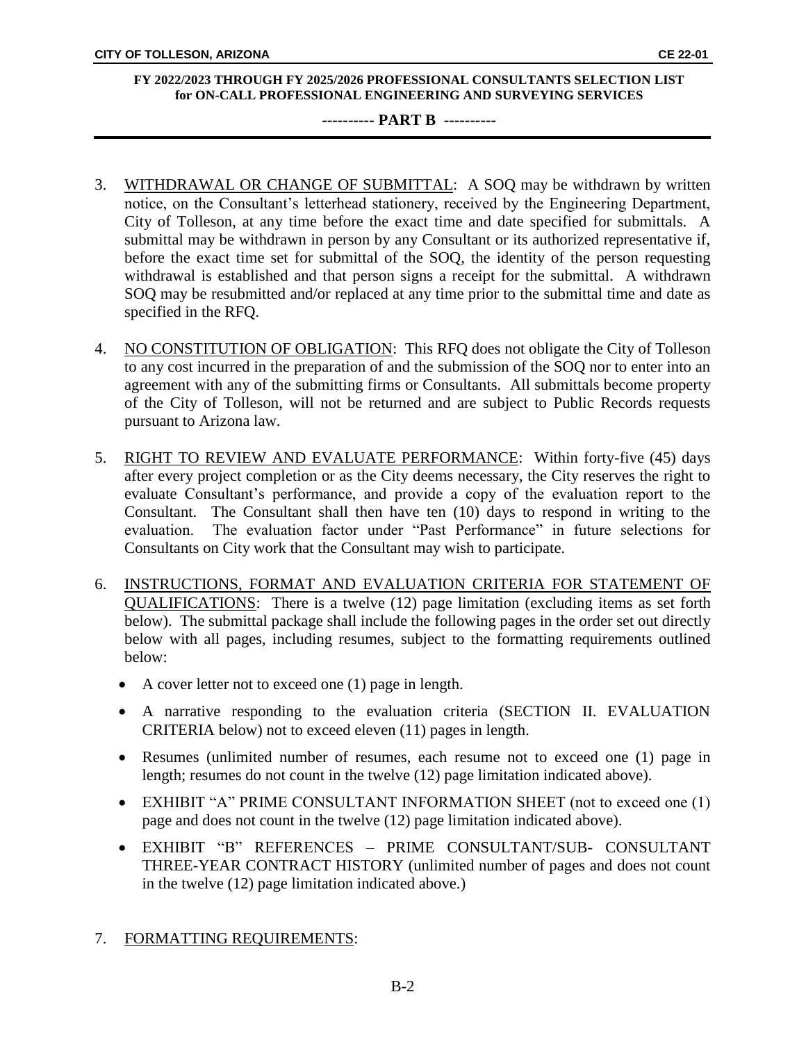3. <u>WITHDRAWAL OR CHANGE OF SUBMITTAL</u>: A SOQ may be withdrawn by written notice, on the Consultant's letterhead stationery, received by the Engineering Department, City of Tolleson, at any time before the exact time and date specified for submittals. A submittal may be withdrawn in person by any Consultant or its authorized representative if, before the exact time set for submittal of the SOQ, the identity of the person requesting withdrawal is established and that person signs a receipt for the submittal. A withdrawn SOQ may be resubmitted and/or replaced at any time prior to the submittal time and date as specified in the RFQ.

4. <u>NO CONSTITUTION OF OBLIGATION</u>: This RFQ does not obligate the City of Tolleson to any cost incurred in the preparation of and the submission of the SOQ nor to enter into an agreement with any of the submitting firms or Consultants. All submittals become property of the City of Tolleson, will not be returned and are subject to Public Records requests pursuant to Arizona law.

5. <u>RIGHT TO REVIEW AND EVALUATE PERFORMANCE</u>: Within forty-five (45) days after every project completion or as the City deems necessary, the City reserves the right to evaluate Consultant's performance, and provide a copy of the evaluation report to the Consultant. The Consultant shall then have ten (10) days to respond in writing to the evaluation. The evaluation factor under "Past Performance" in future selections for Consultants on City work that the Consultant may wish to participate.

6. <u>INSTRUCTIONS, FORMAT AND EVALUATION CRITERIA FOR STATEMENT OF QUALIFICATIONS</u>: There is a twelve (12) page limitation (excluding items as set forth below). The submittal package shall include the following pages in the order set out directly below with all pages, including resumes, subject to the formatting requirements outlined below:

   - A cover letter not to exceed one (1) page in length.
   - A narrative responding to the evaluation criteria (SECTION II. EVALUATION CRITERIA below) not to exceed eleven (11) pages in length.
   - Resumes (unlimited number of resumes, each resume not to exceed one (1) page in length; resumes do not count in the twelve (12) page limitation indicated above).
   - EXHIBIT "A" PRIME CONSULTANT INFORMATION SHEET (not to exceed one (1) page and does not count in the twelve (12) page limitation indicated above).
   - EXHIBIT "B" REFERENCES – PRIME CONSULTANT/SUB- CONSULTANT THREE-YEAR CONTRACT HISTORY (unlimited number of pages and does not count in the twelve (12) page limitation indicated above.)

7. <u>FORMATTING REQUIREMENTS</u>: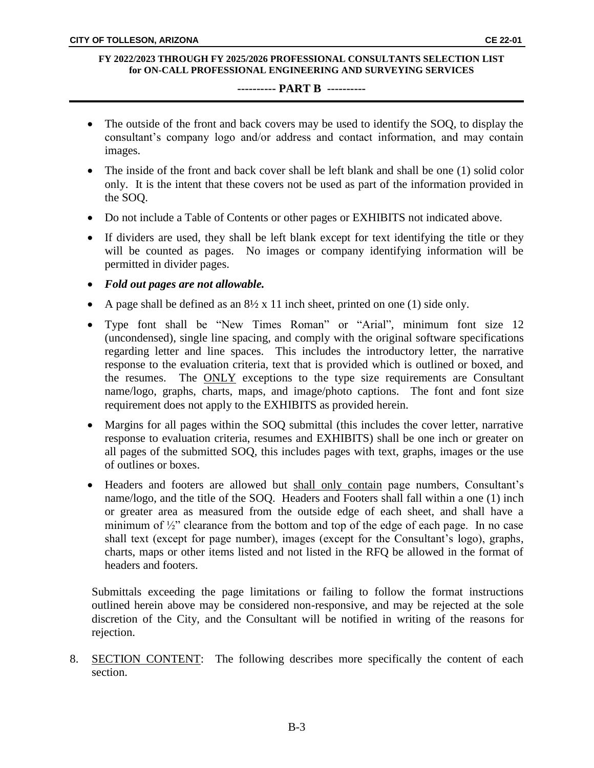- The outside of the front and back covers may be used to identify the SOQ, to display the consultant's company logo and/or address and contact information, and may contain images.
- The inside of the front and back cover shall be left blank and shall be one (1) solid color only. It is the intent that these covers not be used as part of the information provided in the SOQ.
- Do not include a Table of Contents or other pages or EXHIBITS not indicated above.
- If dividers are used, they shall be left blank except for text identifying the title or they will be counted as pages. No images or company identifying information will be permitted in divider pages.
- ***Fold out pages are not allowable.***
- A page shall be defined as an 8½ x 11 inch sheet, printed on one (1) side only.
- Type font shall be "New Times Roman" or "Arial", minimum font size 12 (uncondensed), single line spacing, and comply with the original software specifications regarding letter and line spaces. This includes the introductory letter, the narrative response to the evaluation criteria, text that is provided which is outlined or boxed, and the resumes. The <u>ONLY</u> exceptions to the type size requirements are Consultant name/logo, graphs, charts, maps, and image/photo captions. The font and font size requirement does not apply to the EXHIBITS as provided herein.
- Margins for all pages within the SOQ submittal (this includes the cover letter, narrative response to evaluation criteria, resumes and EXHIBITS) shall be one inch or greater on all pages of the submitted SOQ, this includes pages with text, graphs, images or the use of outlines or boxes.
- Headers and footers are allowed but <u>shall only contain</u> page numbers, Consultant's name/logo, and the title of the SOQ. Headers and Footers shall fall within a one (1) inch or greater area as measured from the outside edge of each sheet, and shall have a minimum of ½" clearance from the bottom and top of the edge of each page. In no case shall text (except for page number), images (except for the Consultant's logo), graphs, charts, maps or other items listed and not listed in the RFQ be allowed in the format of headers and footers.

Submittals exceeding the page limitations or failing to follow the format instructions outlined herein above may be considered non-responsive, and may be rejected at the sole discretion of the City, and the Consultant will be notified in writing of the reasons for rejection.

8. <u>SECTION CONTENT</u>: The following describes more specifically the content of each section.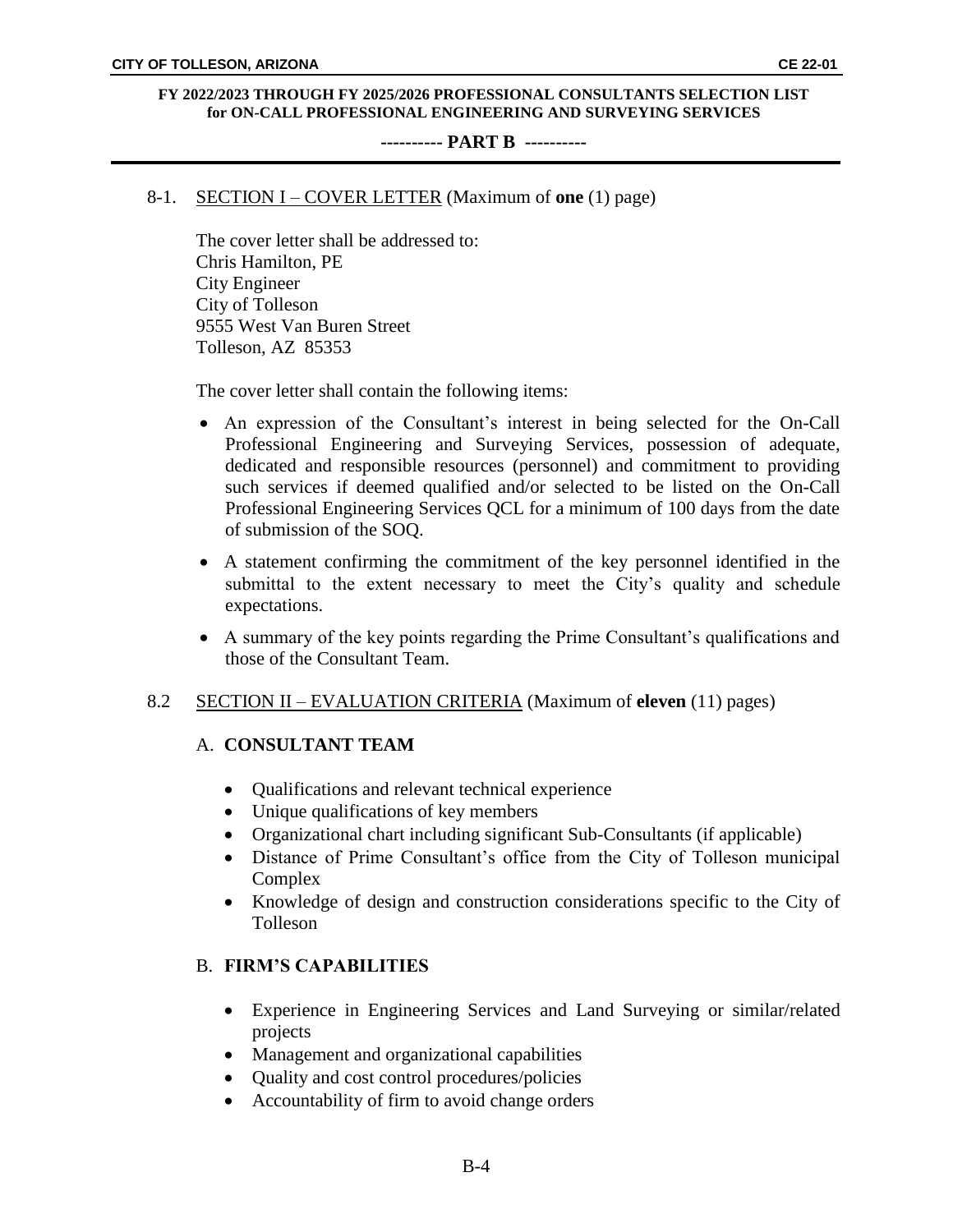## 8-1. SECTION I – COVER LETTER (Maximum of **one** (1) page)

The cover letter shall be addressed to:
Chris Hamilton, PE
City Engineer
City of Tolleson
9555 West Van Buren Street
Tolleson, AZ 85353

The cover letter shall contain the following items:

- An expression of the Consultant's interest in being selected for the On-Call Professional Engineering and Surveying Services, possession of adequate, dedicated and responsible resources (personnel) and commitment to providing such services if deemed qualified and/or selected to be listed on the On-Call Professional Engineering Services QCL for a minimum of 100 days from the date of submission of the SOQ.
- A statement confirming the commitment of the key personnel identified in the submittal to the extent necessary to meet the City's quality and schedule expectations.
- A summary of the key points regarding the Prime Consultant's qualifications and those of the Consultant Team.

## 8.2 SECTION II – EVALUATION CRITERIA (Maximum of **eleven** (11) pages)

### A. **CONSULTANT TEAM**

- Qualifications and relevant technical experience
- Unique qualifications of key members
- Organizational chart including significant Sub-Consultants (if applicable)
- Distance of Prime Consultant's office from the City of Tolleson municipal Complex
- Knowledge of design and construction considerations specific to the City of Tolleson

### B. **FIRM'S CAPABILITIES**

- Experience in Engineering Services and Land Surveying or similar/related projects
- Management and organizational capabilities
- Quality and cost control procedures/policies
- Accountability of firm to avoid change orders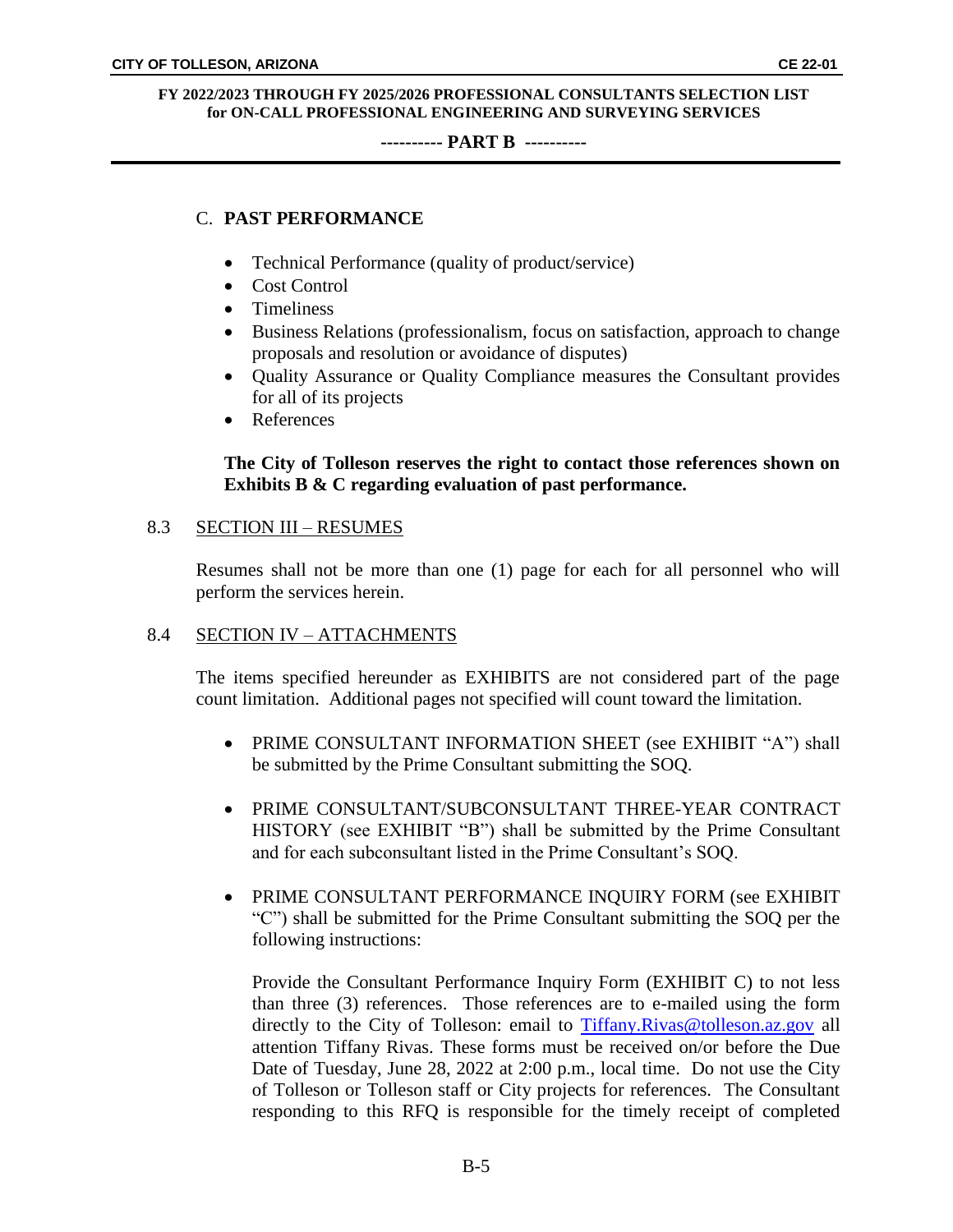C. **PAST PERFORMANCE**

- Technical Performance (quality of product/service)
- Cost Control
- Timeliness
- Business Relations (professionalism, focus on satisfaction, approach to change proposals and resolution or avoidance of disputes)
- Quality Assurance or Quality Compliance measures the Consultant provides for all of its projects
- References

**The City of Tolleson reserves the right to contact those references shown on Exhibits B & C regarding evaluation of past performance.**

8.3 SECTION III – RESUMES

Resumes shall not be more than one (1) page for each for all personnel who will perform the services herein.

8.4 SECTION IV – ATTACHMENTS

The items specified hereunder as EXHIBITS are not considered part of the page count limitation. Additional pages not specified will count toward the limitation.

- PRIME CONSULTANT INFORMATION SHEET (see EXHIBIT "A") shall be submitted by the Prime Consultant submitting the SOQ.

- PRIME CONSULTANT/SUBCONSULTANT THREE-YEAR CONTRACT HISTORY (see EXHIBIT "B") shall be submitted by the Prime Consultant and for each subconsultant listed in the Prime Consultant's SOQ.

- PRIME CONSULTANT PERFORMANCE INQUIRY FORM (see EXHIBIT "C") shall be submitted for the Prime Consultant submitting the SOQ per the following instructions:

  Provide the Consultant Performance Inquiry Form (EXHIBIT C) to not less than three (3) references. Those references are to e-mailed using the form directly to the City of Tolleson: email to Tiffany.Rivas@tolleson.az.gov all attention Tiffany Rivas. These forms must be received on/or before the Due Date of Tuesday, June 28, 2022 at 2:00 p.m., local time. Do not use the City of Tolleson or Tolleson staff or City projects for references. The Consultant responding to this RFQ is responsible for the timely receipt of completed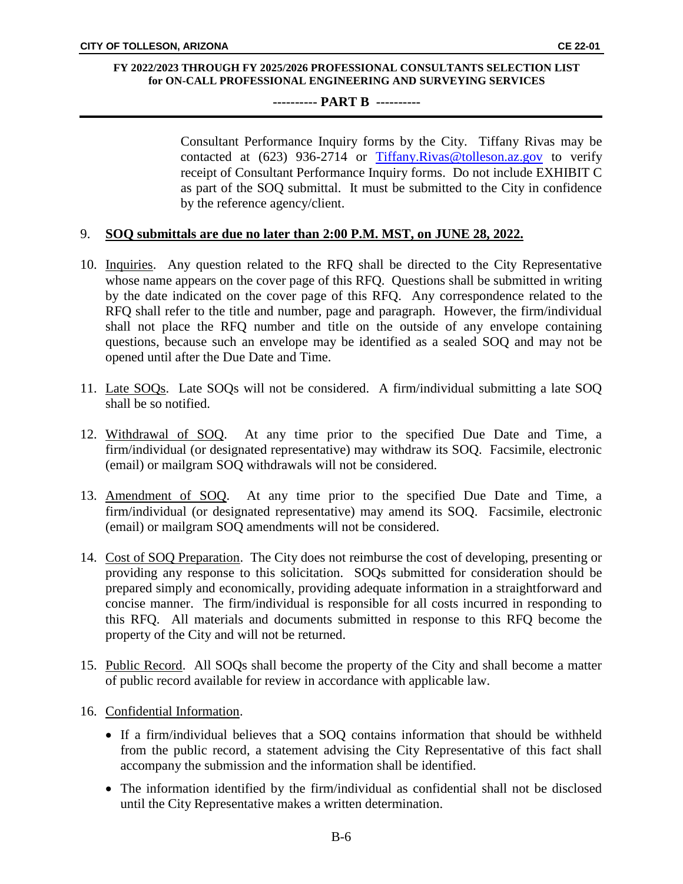Consultant Performance Inquiry forms by the City. Tiffany Rivas may be contacted at (623) 936-2714 or Tiffany.Rivas@tolleson.az.gov to verify receipt of Consultant Performance Inquiry forms. Do not include EXHIBIT C as part of the SOQ submittal. It must be submitted to the City in confidence by the reference agency/client.

9. **SOQ submittals are due no later than 2:00 P.M. MST, on JUNE 28, 2022.**

10. Inquiries. Any question related to the RFQ shall be directed to the City Representative whose name appears on the cover page of this RFQ. Questions shall be submitted in writing by the date indicated on the cover page of this RFQ. Any correspondence related to the RFQ shall refer to the title and number, page and paragraph. However, the firm/individual shall not place the RFQ number and title on the outside of any envelope containing questions, because such an envelope may be identified as a sealed SOQ and may not be opened until after the Due Date and Time.

11. Late SOQs. Late SOQs will not be considered. A firm/individual submitting a late SOQ shall be so notified.

12. Withdrawal of SOQ. At any time prior to the specified Due Date and Time, a firm/individual (or designated representative) may withdraw its SOQ. Facsimile, electronic (email) or mailgram SOQ withdrawals will not be considered.

13. Amendment of SOQ. At any time prior to the specified Due Date and Time, a firm/individual (or designated representative) may amend its SOQ. Facsimile, electronic (email) or mailgram SOQ amendments will not be considered.

14. Cost of SOQ Preparation. The City does not reimburse the cost of developing, presenting or providing any response to this solicitation. SOQs submitted for consideration should be prepared simply and economically, providing adequate information in a straightforward and concise manner. The firm/individual is responsible for all costs incurred in responding to this RFQ. All materials and documents submitted in response to this RFQ become the property of the City and will not be returned.

15. Public Record. All SOQs shall become the property of the City and shall become a matter of public record available for review in accordance with applicable law.

16. Confidential Information.

   - If a firm/individual believes that a SOQ contains information that should be withheld from the public record, a statement advising the City Representative of this fact shall accompany the submission and the information shall be identified.
   - The information identified by the firm/individual as confidential shall not be disclosed until the City Representative makes a written determination.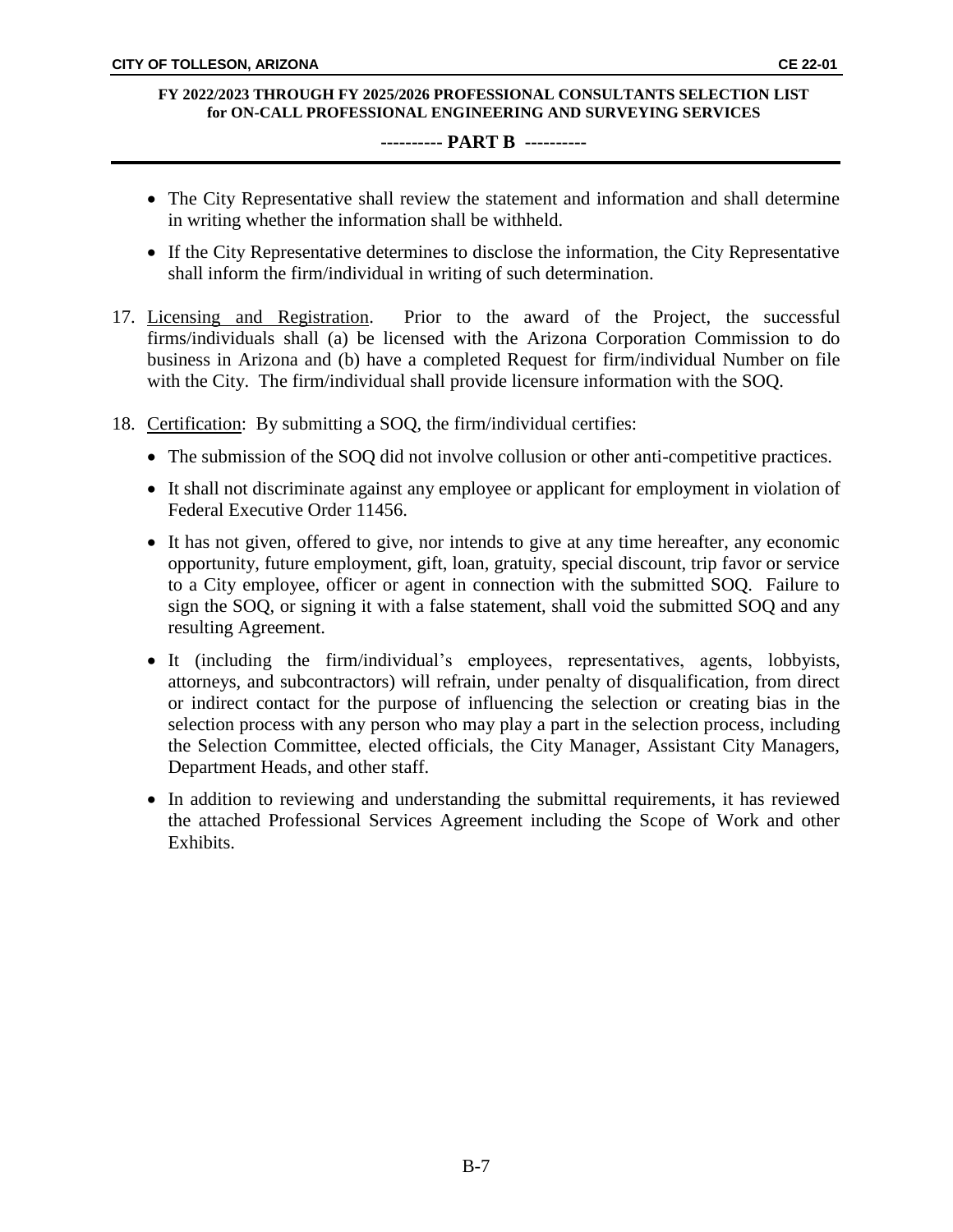- The City Representative shall review the statement and information and shall determine in writing whether the information shall be withheld.
- If the City Representative determines to disclose the information, the City Representative shall inform the firm/individual in writing of such determination.

17. Licensing and Registration. Prior to the award of the Project, the successful firms/individuals shall (a) be licensed with the Arizona Corporation Commission to do business in Arizona and (b) have a completed Request for firm/individual Number on file with the City. The firm/individual shall provide licensure information with the SOQ.

18. Certification: By submitting a SOQ, the firm/individual certifies:

    - The submission of the SOQ did not involve collusion or other anti-competitive practices.
    - It shall not discriminate against any employee or applicant for employment in violation of Federal Executive Order 11456.
    - It has not given, offered to give, nor intends to give at any time hereafter, any economic opportunity, future employment, gift, loan, gratuity, special discount, trip favor or service to a City employee, officer or agent in connection with the submitted SOQ. Failure to sign the SOQ, or signing it with a false statement, shall void the submitted SOQ and any resulting Agreement.
    - It (including the firm/individual's employees, representatives, agents, lobbyists, attorneys, and subcontractors) will refrain, under penalty of disqualification, from direct or indirect contact for the purpose of influencing the selection or creating bias in the selection process with any person who may play a part in the selection process, including the Selection Committee, elected officials, the City Manager, Assistant City Managers, Department Heads, and other staff.
    - In addition to reviewing and understanding the submittal requirements, it has reviewed the attached Professional Services Agreement including the Scope of Work and other Exhibits.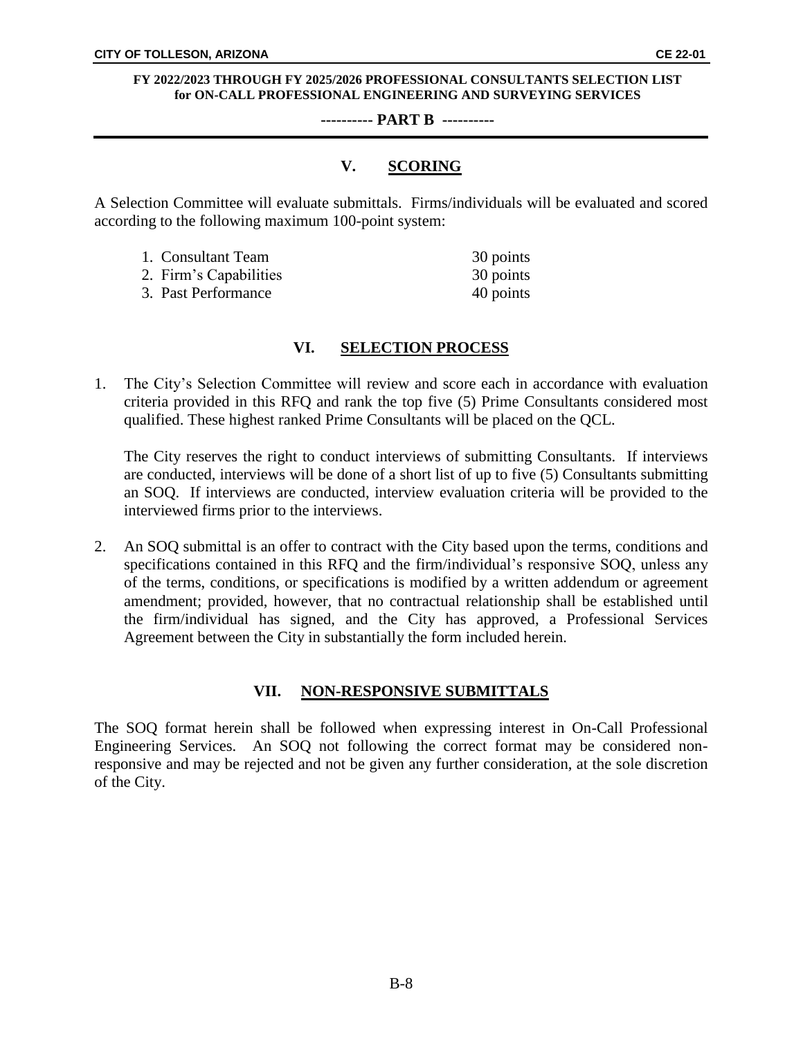## V. SCORING

A Selection Committee will evaluate submittals. Firms/individuals will be evaluated and scored according to the following maximum 100-point system:

| | |
|---|---|
| 1. Consultant Team | 30 points |
| 2. Firm's Capabilities | 30 points |
| 3. Past Performance | 40 points |

## VI. SELECTION PROCESS

1. The City's Selection Committee will review and score each in accordance with evaluation criteria provided in this RFQ and rank the top five (5) Prime Consultants considered most qualified. These highest ranked Prime Consultants will be placed on the QCL.

   The City reserves the right to conduct interviews of submitting Consultants. If interviews are conducted, interviews will be done of a short list of up to five (5) Consultants submitting an SOQ. If interviews are conducted, interview evaluation criteria will be provided to the interviewed firms prior to the interviews.

2. An SOQ submittal is an offer to contract with the City based upon the terms, conditions and specifications contained in this RFQ and the firm/individual's responsive SOQ, unless any of the terms, conditions, or specifications is modified by a written addendum or agreement amendment; provided, however, that no contractual relationship shall be established until the firm/individual has signed, and the City has approved, a Professional Services Agreement between the City in substantially the form included herein.

## VII. NON-RESPONSIVE SUBMITTALS

The SOQ format herein shall be followed when expressing interest in On-Call Professional Engineering Services. An SOQ not following the correct format may be considered non-responsive and may be rejected and not be given any further consideration, at the sole discretion of the City.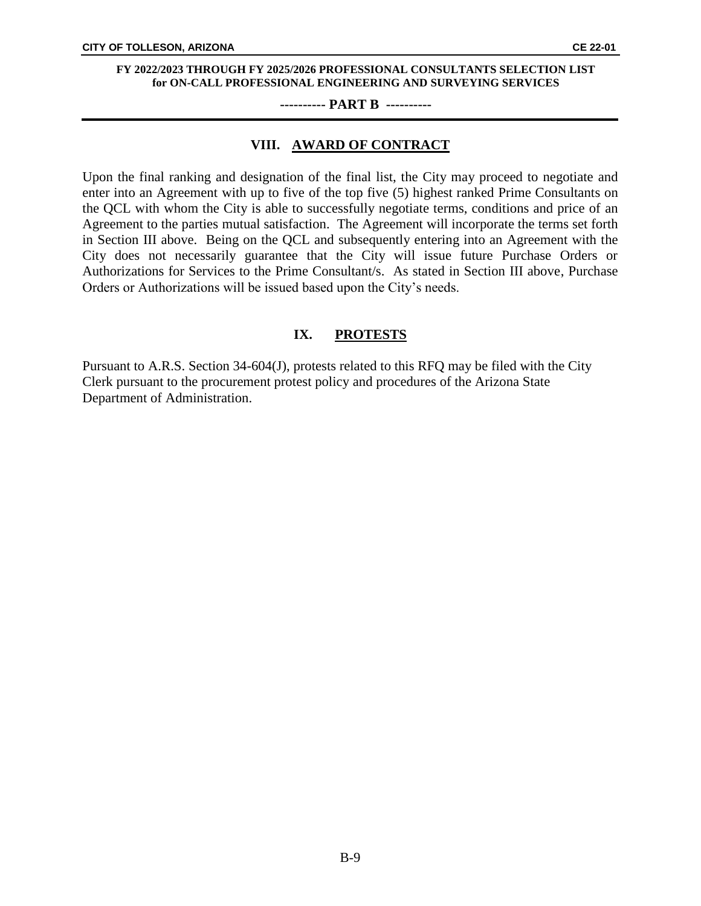## VIII. AWARD OF CONTRACT

Upon the final ranking and designation of the final list, the City may proceed to negotiate and enter into an Agreement with up to five of the top five (5) highest ranked Prime Consultants on the QCL with whom the City is able to successfully negotiate terms, conditions and price of an Agreement to the parties mutual satisfaction. The Agreement will incorporate the terms set forth in Section III above. Being on the QCL and subsequently entering into an Agreement with the City does not necessarily guarantee that the City will issue future Purchase Orders or Authorizations for Services to the Prime Consultant/s. As stated in Section III above, Purchase Orders or Authorizations will be issued based upon the City's needs.

## IX. PROTESTS

Pursuant to A.R.S. Section 34-604(J), protests related to this RFQ may be filed with the City Clerk pursuant to the procurement protest policy and procedures of the Arizona State Department of Administration.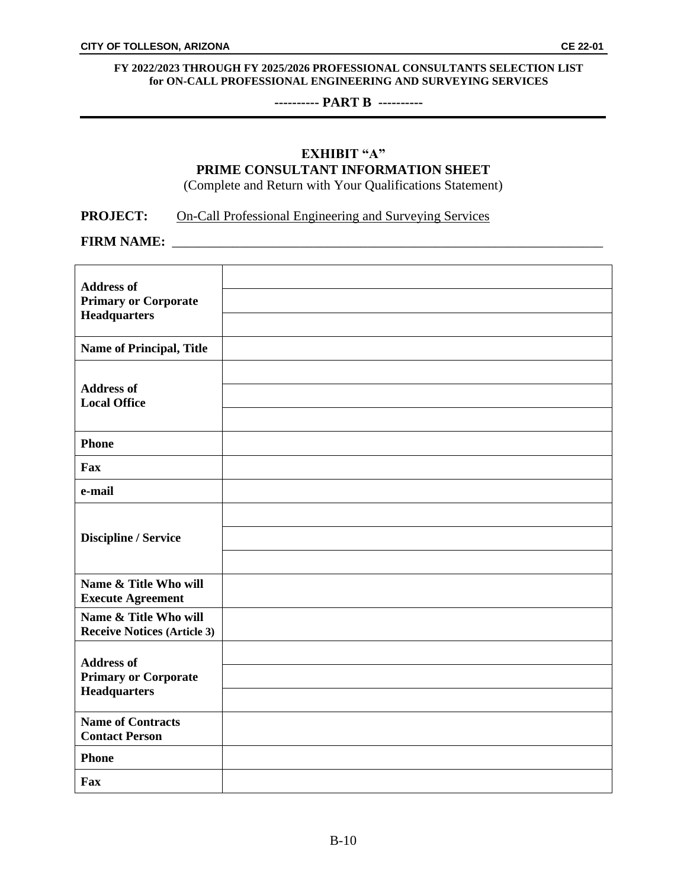**FY 2022/2023 THROUGH FY 2025/2026 PROFESSIONAL CONSULTANTS SELECTION LIST for ON-CALL PROFESSIONAL ENGINEERING AND SURVEYING SERVICES**

**---------- PART B ----------**

## EXHIBIT "A"
## PRIME CONSULTANT INFORMATION SHEET

(Complete and Return with Your Qualifications Statement)

**PROJECT:** On-Call Professional Engineering and Surveying Services

**FIRM NAME:** ____________________________________________________________________

| | |
|---|---|
| **Address of Primary or Corporate Headquarters** | |
| | |
| | |
| **Name of Principal, Title** | |
| **Address of Local Office** | |
| | |
| | |
| **Phone** | |
| **Fax** | |
| **e-mail** | |
| **Discipline / Service** | |
| | |
| | |
| **Name & Title Who will Execute Agreement** | |
| **Name & Title Who will Receive Notices (Article 3)** | |
| **Address of Primary or Corporate Headquarters** | |
| | |
| | |
| **Name of Contracts Contact Person** | |
| **Phone** | |
| **Fax** | |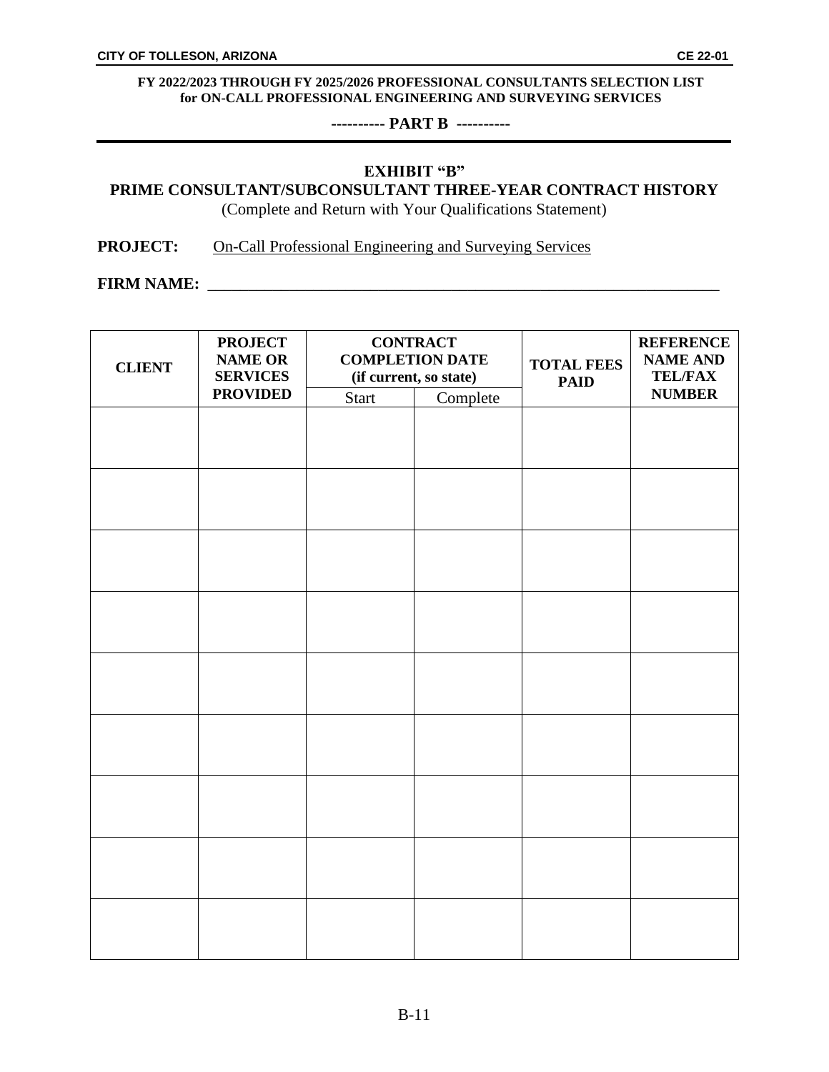**FY 2022/2023 THROUGH FY 2025/2026 PROFESSIONAL CONSULTANTS SELECTION LIST for ON-CALL PROFESSIONAL ENGINEERING AND SURVEYING SERVICES**

**---------- PART B ----------**

# EXHIBIT "B"

## PRIME CONSULTANT/SUBCONSULTANT THREE-YEAR CONTRACT HISTORY

(Complete and Return with Your Qualifications Statement)

**PROJECT:** On-Call Professional Engineering and Surveying Services

**FIRM NAME:** ___________________________________________________________________

| CLIENT | PROJECT NAME OR SERVICES PROVIDED | CONTRACT COMPLETION DATE (if current, so state) | | TOTAL FEES PAID | REFERENCE NAME AND TEL/FAX NUMBER |
|---|---|---|---|---|---|
| | | Start | Complete | | |
| | | | | | |
| | | | | | |
| | | | | | |
| | | | | | |
| | | | | | |
| | | | | | |
| | | | | | |
| | | | | | |
| | | | | | |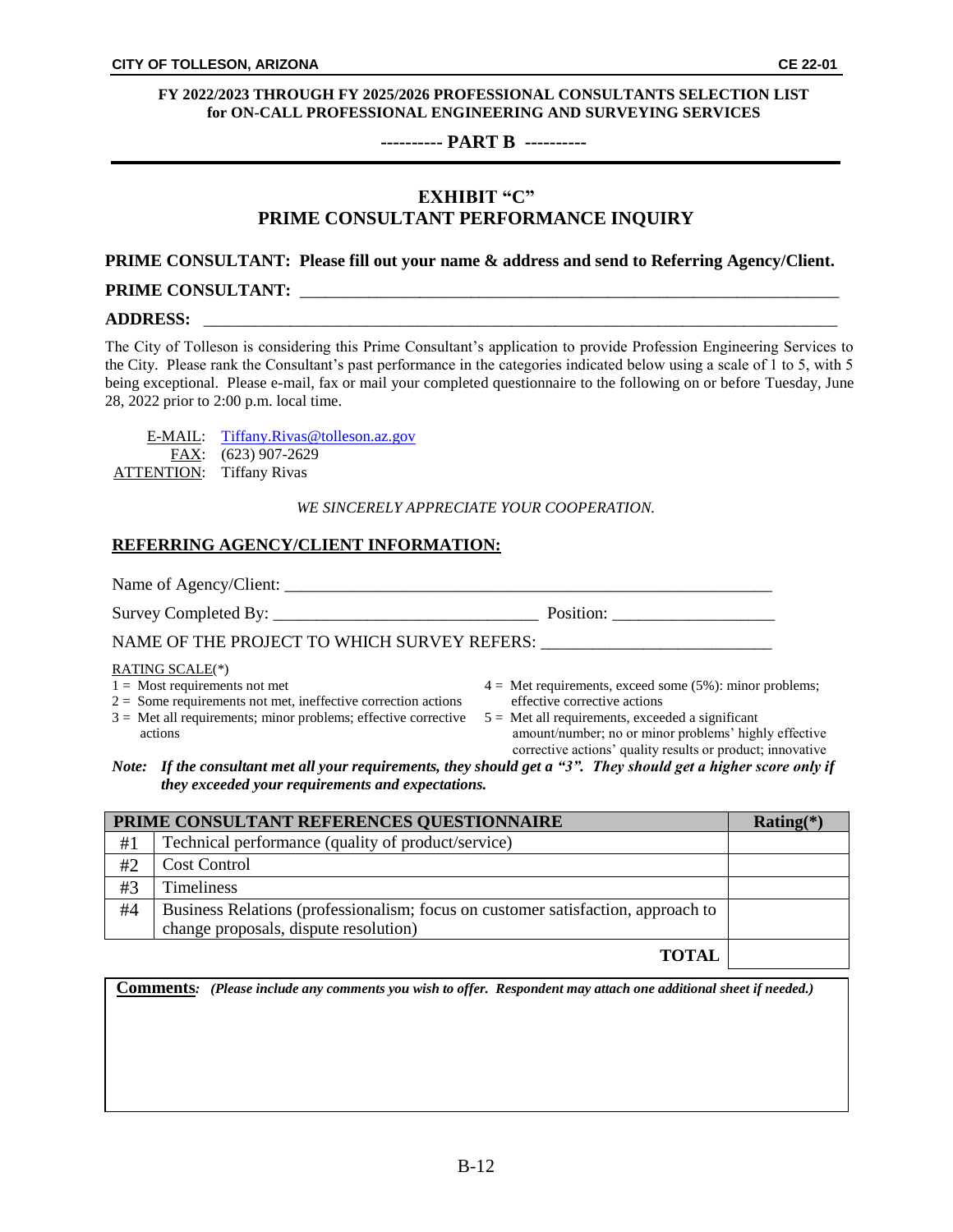**FY 2022/2023 THROUGH FY 2025/2026 PROFESSIONAL CONSULTANTS SELECTION LIST for ON-CALL PROFESSIONAL ENGINEERING AND SURVEYING SERVICES**

**---------- PART B ----------**

## EXHIBIT "C"
## PRIME CONSULTANT PERFORMANCE INQUIRY

**PRIME CONSULTANT: Please fill out your name & address and send to Referring Agency/Client.**

**PRIME CONSULTANT:** ____________________________________________________________

**ADDRESS:** ______________________________________________________________________

The City of Tolleson is considering this Prime Consultant's application to provide Profession Engineering Services to the City. Please rank the Consultant's past performance in the categories indicated below using a scale of 1 to 5, with 5 being exceptional. Please e-mail, fax or mail your completed questionnaire to the following on or before Tuesday, June 28, 2022 prior to 2:00 p.m. local time.

E-MAIL: Tiffany.Rivas@tolleson.az.gov
FAX: (623) 907-2629
ATTENTION: Tiffany Rivas

*WE SINCERELY APPRECIATE YOUR COOPERATION.*

### REFERRING AGENCY/CLIENT INFORMATION:

Name of Agency/Client: ______________________________________________________

Survey Completed By: ____________________________ Position: __________________

NAME OF THE PROJECT TO WHICH SURVEY REFERS: __________________________

RATING SCALE(*)

1 = Most requirements not met
2 = Some requirements not met, ineffective correction actions
3 = Met all requirements; minor problems; effective corrective actions
4 = Met requirements, exceed some (5%): minor problems; effective corrective actions
5 = Met all requirements, exceeded a significant amount/number; no or minor problems' highly effective corrective actions' quality results or product; innovative

***Note:** If the consultant met all your requirements, they should get a "3". They should get a higher score only if they exceeded your requirements and expectations.*

| PRIME CONSULTANT REFERENCES QUESTIONNAIRE | | Rating(*) |
|---|---|---|
| #1 | Technical performance (quality of product/service) | |
| #2 | Cost Control | |
| #3 | Timeliness | |
| #4 | Business Relations (professionalism; focus on customer satisfaction, approach to change proposals, dispute resolution) | |
| | **TOTAL** | |

**Comments**: ***(Please include any comments you wish to offer. Respondent may attach one additional sheet if needed.)***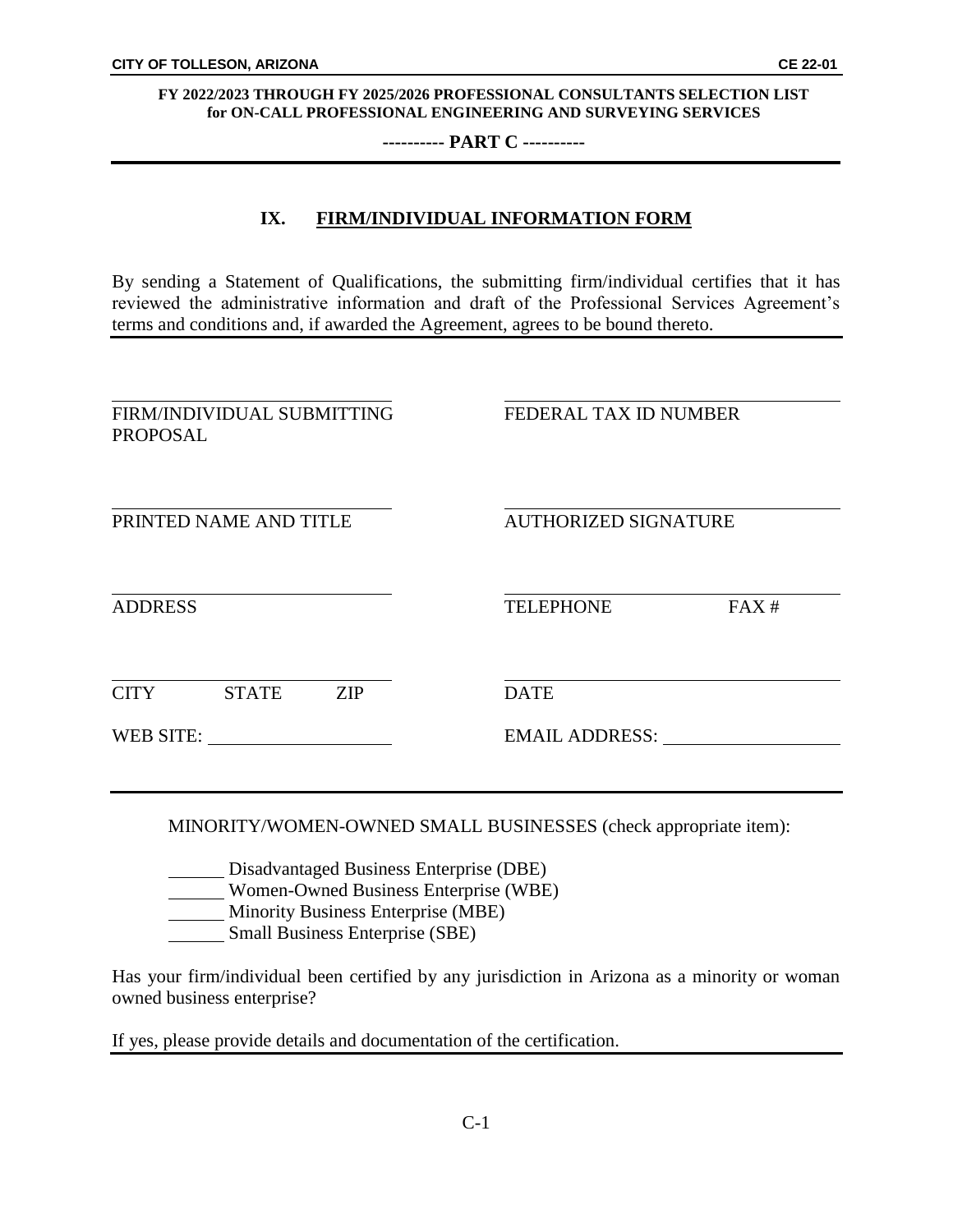**FY 2022/2023 THROUGH FY 2025/2026 PROFESSIONAL CONSULTANTS SELECTION LIST for ON-CALL PROFESSIONAL ENGINEERING AND SURVEYING SERVICES**

**---------- PART C ----------**

## IX. FIRM/INDIVIDUAL INFORMATION FORM

By sending a Statement of Qualifications, the submitting firm/individual certifies that it has reviewed the administrative information and draft of the Professional Services Agreement's terms and conditions and, if awarded the Agreement, agrees to be bound thereto.

| | |
|---|---|
| ______________________________ | ______________________________ |
| FIRM/INDIVIDUAL SUBMITTING PROPOSAL | FEDERAL TAX ID NUMBER |
| ______________________________ | ______________________________ |
| PRINTED NAME AND TITLE | AUTHORIZED SIGNATURE |
| ______________________________ | ______________________________ |
| ADDRESS | TELEPHONE FAX # |
| ______________________________ | ______________________________ |
| CITY STATE ZIP | DATE |
| WEB SITE: ____________________ | EMAIL ADDRESS: ____________________ |

MINORITY/WOMEN-OWNED SMALL BUSINESSES (check appropriate item):

______ Disadvantaged Business Enterprise (DBE)
______ Women-Owned Business Enterprise (WBE)
______ Minority Business Enterprise (MBE)
______ Small Business Enterprise (SBE)

Has your firm/individual been certified by any jurisdiction in Arizona as a minority or woman owned business enterprise?

If yes, please provide details and documentation of the certification.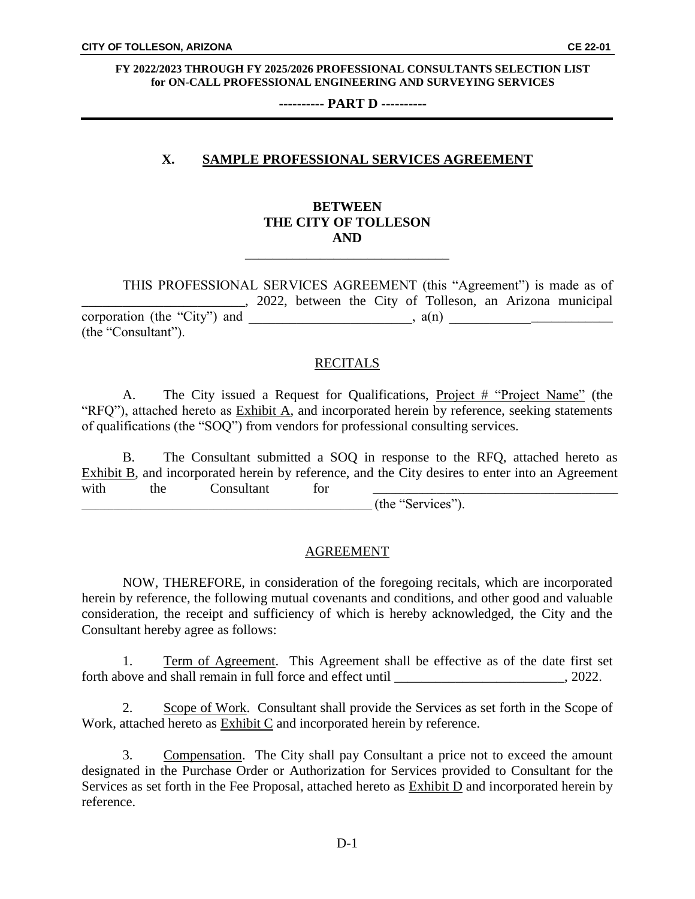**FY 2022/2023 THROUGH FY 2025/2026 PROFESSIONAL CONSULTANTS SELECTION LIST for ON-CALL PROFESSIONAL ENGINEERING AND SURVEYING SERVICES**

**---------- PART D ----------**

## X. SAMPLE PROFESSIONAL SERVICES AGREEMENT

**BETWEEN**
**THE CITY OF TOLLESON**
**AND**
______________________________

THIS PROFESSIONAL SERVICES AGREEMENT (this "Agreement") is made as of ________________________, 2022, between the City of Tolleson, an Arizona municipal corporation (the "City") and ________________________, a(n) ________________________ (the "Consultant").

RECITALS

A. The City issued a Request for Qualifications, Project # "Project Name" (the "RFQ"), attached hereto as Exhibit A, and incorporated herein by reference, seeking statements of qualifications (the "SOQ") from vendors for professional consulting services.

B. The Consultant submitted a SOQ in response to the RFQ, attached hereto as Exhibit B, and incorporated herein by reference, and the City desires to enter into an Agreement with the Consultant for ____________________________________ ____________________________________________ (the "Services").

AGREEMENT

NOW, THEREFORE, in consideration of the foregoing recitals, which are incorporated herein by reference, the following mutual covenants and conditions, and other good and valuable consideration, the receipt and sufficiency of which is hereby acknowledged, the City and the Consultant hereby agree as follows:

1. Term of Agreement. This Agreement shall be effective as of the date first set forth above and shall remain in full force and effect until _________________________, 2022.

2. Scope of Work. Consultant shall provide the Services as set forth in the Scope of Work, attached hereto as Exhibit C and incorporated herein by reference.

3. Compensation. The City shall pay Consultant a price not to exceed the amount designated in the Purchase Order or Authorization for Services provided to Consultant for the Services as set forth in the Fee Proposal, attached hereto as Exhibit D and incorporated herein by reference.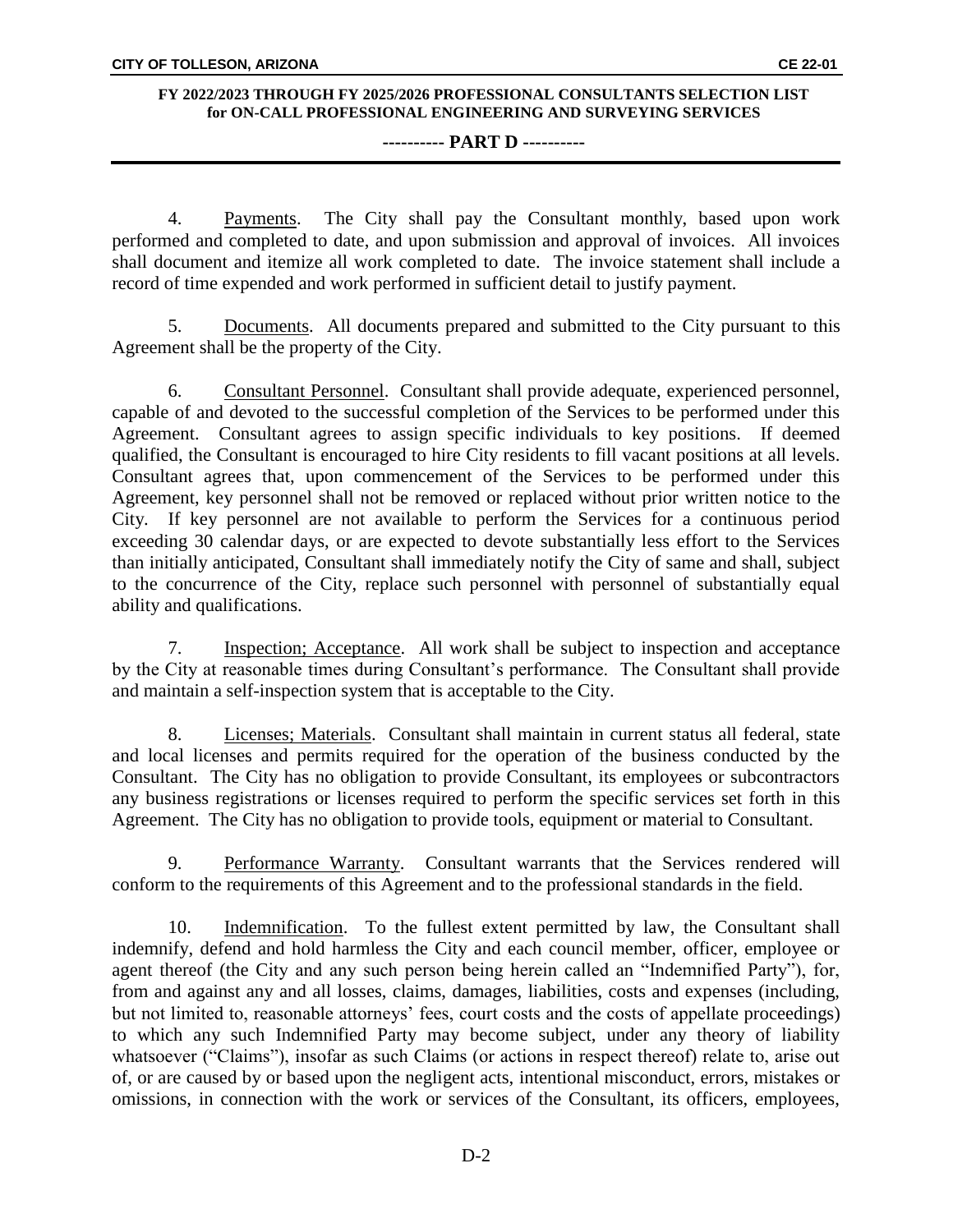4. Payments. The City shall pay the Consultant monthly, based upon work performed and completed to date, and upon submission and approval of invoices. All invoices shall document and itemize all work completed to date. The invoice statement shall include a record of time expended and work performed in sufficient detail to justify payment.

5. Documents. All documents prepared and submitted to the City pursuant to this Agreement shall be the property of the City.

6. Consultant Personnel. Consultant shall provide adequate, experienced personnel, capable of and devoted to the successful completion of the Services to be performed under this Agreement. Consultant agrees to assign specific individuals to key positions. If deemed qualified, the Consultant is encouraged to hire City residents to fill vacant positions at all levels. Consultant agrees that, upon commencement of the Services to be performed under this Agreement, key personnel shall not be removed or replaced without prior written notice to the City. If key personnel are not available to perform the Services for a continuous period exceeding 30 calendar days, or are expected to devote substantially less effort to the Services than initially anticipated, Consultant shall immediately notify the City of same and shall, subject to the concurrence of the City, replace such personnel with personnel of substantially equal ability and qualifications.

7. Inspection; Acceptance. All work shall be subject to inspection and acceptance by the City at reasonable times during Consultant's performance. The Consultant shall provide and maintain a self-inspection system that is acceptable to the City.

8. Licenses; Materials. Consultant shall maintain in current status all federal, state and local licenses and permits required for the operation of the business conducted by the Consultant. The City has no obligation to provide Consultant, its employees or subcontractors any business registrations or licenses required to perform the specific services set forth in this Agreement. The City has no obligation to provide tools, equipment or material to Consultant.

9. Performance Warranty. Consultant warrants that the Services rendered will conform to the requirements of this Agreement and to the professional standards in the field.

10. Indemnification. To the fullest extent permitted by law, the Consultant shall indemnify, defend and hold harmless the City and each council member, officer, employee or agent thereof (the City and any such person being herein called an "Indemnified Party"), for, from and against any and all losses, claims, damages, liabilities, costs and expenses (including, but not limited to, reasonable attorneys' fees, court costs and the costs of appellate proceedings) to which any such Indemnified Party may become subject, under any theory of liability whatsoever ("Claims"), insofar as such Claims (or actions in respect thereof) relate to, arise out of, or are caused by or based upon the negligent acts, intentional misconduct, errors, mistakes or omissions, in connection with the work or services of the Consultant, its officers, employees,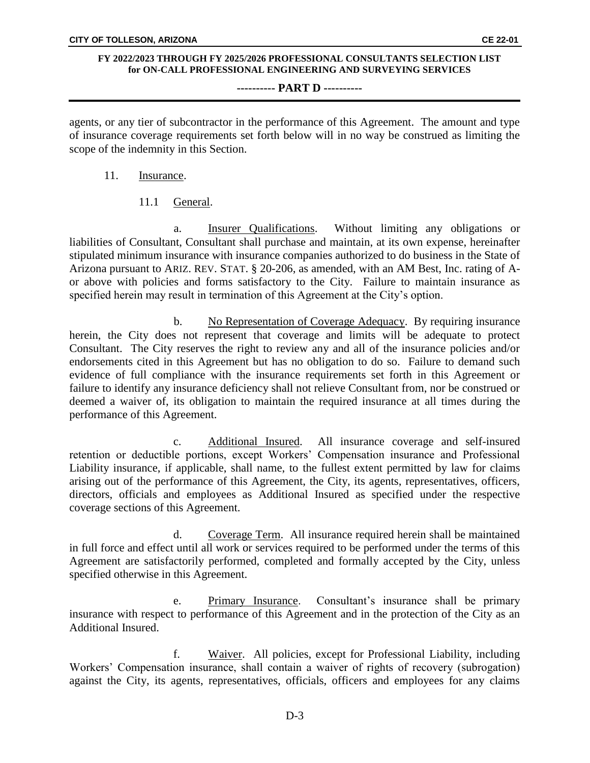agents, or any tier of subcontractor in the performance of this Agreement. The amount and type of insurance coverage requirements set forth below will in no way be construed as limiting the scope of the indemnity in this Section.

11. Insurance.

11.1 General.

a. Insurer Qualifications. Without limiting any obligations or liabilities of Consultant, Consultant shall purchase and maintain, at its own expense, hereinafter stipulated minimum insurance with insurance companies authorized to do business in the State of Arizona pursuant to ARIZ. REV. STAT. § 20-206, as amended, with an AM Best, Inc. rating of A- or above with policies and forms satisfactory to the City. Failure to maintain insurance as specified herein may result in termination of this Agreement at the City's option.

b. No Representation of Coverage Adequacy. By requiring insurance herein, the City does not represent that coverage and limits will be adequate to protect Consultant. The City reserves the right to review any and all of the insurance policies and/or endorsements cited in this Agreement but has no obligation to do so. Failure to demand such evidence of full compliance with the insurance requirements set forth in this Agreement or failure to identify any insurance deficiency shall not relieve Consultant from, nor be construed or deemed a waiver of, its obligation to maintain the required insurance at all times during the performance of this Agreement.

c. Additional Insured. All insurance coverage and self-insured retention or deductible portions, except Workers' Compensation insurance and Professional Liability insurance, if applicable, shall name, to the fullest extent permitted by law for claims arising out of the performance of this Agreement, the City, its agents, representatives, officers, directors, officials and employees as Additional Insured as specified under the respective coverage sections of this Agreement.

d. Coverage Term. All insurance required herein shall be maintained in full force and effect until all work or services required to be performed under the terms of this Agreement are satisfactorily performed, completed and formally accepted by the City, unless specified otherwise in this Agreement.

e. Primary Insurance. Consultant's insurance shall be primary insurance with respect to performance of this Agreement and in the protection of the City as an Additional Insured.

f. Waiver. All policies, except for Professional Liability, including Workers' Compensation insurance, shall contain a waiver of rights of recovery (subrogation) against the City, its agents, representatives, officials, officers and employees for any claims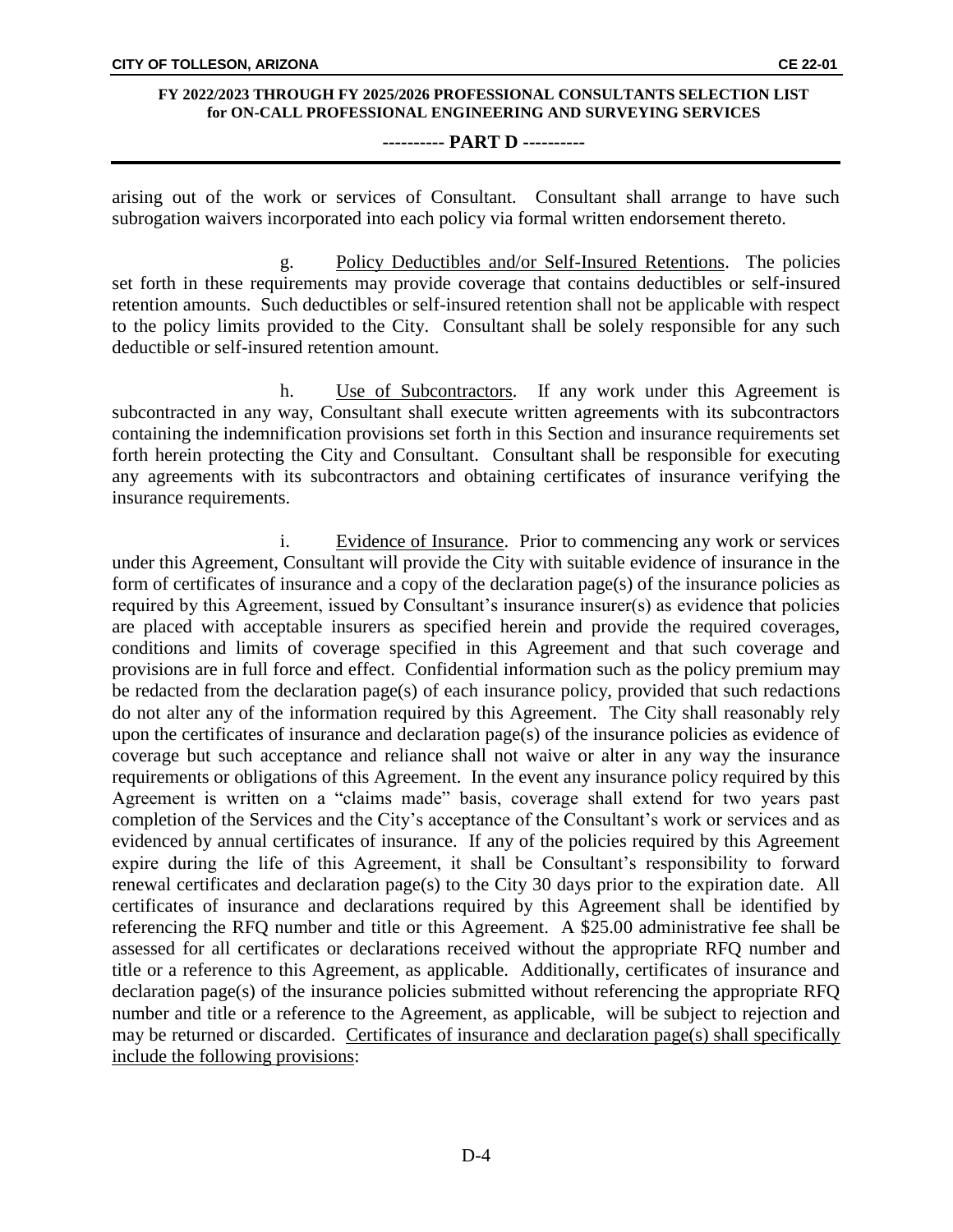arising out of the work or services of Consultant. Consultant shall arrange to have such subrogation waivers incorporated into each policy via formal written endorsement thereto.

g. Policy Deductibles and/or Self-Insured Retentions. The policies set forth in these requirements may provide coverage that contains deductibles or self-insured retention amounts. Such deductibles or self-insured retention shall not be applicable with respect to the policy limits provided to the City. Consultant shall be solely responsible for any such deductible or self-insured retention amount.

h. Use of Subcontractors. If any work under this Agreement is subcontracted in any way, Consultant shall execute written agreements with its subcontractors containing the indemnification provisions set forth in this Section and insurance requirements set forth herein protecting the City and Consultant. Consultant shall be responsible for executing any agreements with its subcontractors and obtaining certificates of insurance verifying the insurance requirements.

i. Evidence of Insurance. Prior to commencing any work or services under this Agreement, Consultant will provide the City with suitable evidence of insurance in the form of certificates of insurance and a copy of the declaration page(s) of the insurance policies as required by this Agreement, issued by Consultant's insurance insurer(s) as evidence that policies are placed with acceptable insurers as specified herein and provide the required coverages, conditions and limits of coverage specified in this Agreement and that such coverage and provisions are in full force and effect. Confidential information such as the policy premium may be redacted from the declaration page(s) of each insurance policy, provided that such redactions do not alter any of the information required by this Agreement. The City shall reasonably rely upon the certificates of insurance and declaration page(s) of the insurance policies as evidence of coverage but such acceptance and reliance shall not waive or alter in any way the insurance requirements or obligations of this Agreement. In the event any insurance policy required by this Agreement is written on a "claims made" basis, coverage shall extend for two years past completion of the Services and the City's acceptance of the Consultant's work or services and as evidenced by annual certificates of insurance. If any of the policies required by this Agreement expire during the life of this Agreement, it shall be Consultant's responsibility to forward renewal certificates and declaration page(s) to the City 30 days prior to the expiration date. All certificates of insurance and declarations required by this Agreement shall be identified by referencing the RFQ number and title or this Agreement. A $25.00 administrative fee shall be assessed for all certificates or declarations received without the appropriate RFQ number and title or a reference to this Agreement, as applicable. Additionally, certificates of insurance and declaration page(s) of the insurance policies submitted without referencing the appropriate RFQ number and title or a reference to the Agreement, as applicable, will be subject to rejection and may be returned or discarded. Certificates of insurance and declaration page(s) shall specifically include the following provisions: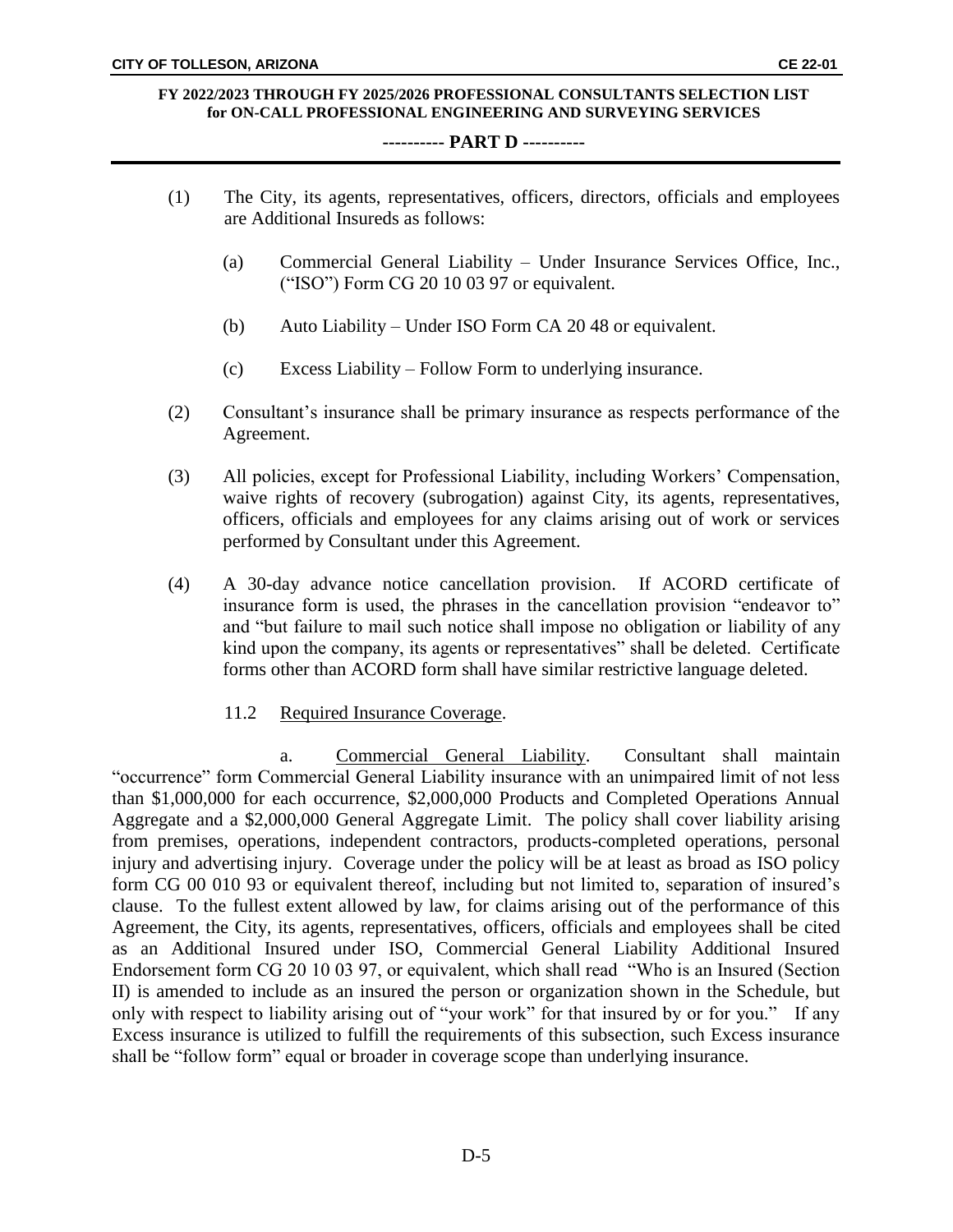(1) The City, its agents, representatives, officers, directors, officials and employees are Additional Insureds as follows:

(a) Commercial General Liability – Under Insurance Services Office, Inc., ("ISO") Form CG 20 10 03 97 or equivalent.

(b) Auto Liability – Under ISO Form CA 20 48 or equivalent.

(c) Excess Liability – Follow Form to underlying insurance.

(2) Consultant's insurance shall be primary insurance as respects performance of the Agreement.

(3) All policies, except for Professional Liability, including Workers' Compensation, waive rights of recovery (subrogation) against City, its agents, representatives, officers, officials and employees for any claims arising out of work or services performed by Consultant under this Agreement.

(4) A 30-day advance notice cancellation provision. If ACORD certificate of insurance form is used, the phrases in the cancellation provision "endeavor to" and "but failure to mail such notice shall impose no obligation or liability of any kind upon the company, its agents or representatives" shall be deleted. Certificate forms other than ACORD form shall have similar restrictive language deleted.

11.2 Required Insurance Coverage.

a. Commercial General Liability. Consultant shall maintain "occurrence" form Commercial General Liability insurance with an unimpaired limit of not less than \$1,000,000 for each occurrence, \$2,000,000 Products and Completed Operations Annual Aggregate and a \$2,000,000 General Aggregate Limit. The policy shall cover liability arising from premises, operations, independent contractors, products-completed operations, personal injury and advertising injury. Coverage under the policy will be at least as broad as ISO policy form CG 00 010 93 or equivalent thereof, including but not limited to, separation of insured's clause. To the fullest extent allowed by law, for claims arising out of the performance of this Agreement, the City, its agents, representatives, officers, officials and employees shall be cited as an Additional Insured under ISO, Commercial General Liability Additional Insured Endorsement form CG 20 10 03 97, or equivalent, which shall read "Who is an Insured (Section II) is amended to include as an insured the person or organization shown in the Schedule, but only with respect to liability arising out of "your work" for that insured by or for you." If any Excess insurance is utilized to fulfill the requirements of this subsection, such Excess insurance shall be "follow form" equal or broader in coverage scope than underlying insurance.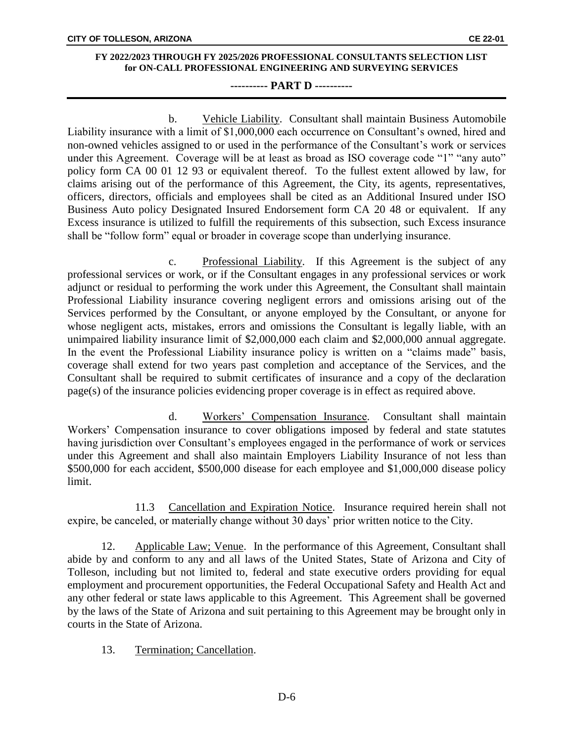b. <u>Vehicle Liability</u>. Consultant shall maintain Business Automobile Liability insurance with a limit of $1,000,000 each occurrence on Consultant's owned, hired and non-owned vehicles assigned to or used in the performance of the Consultant's work or services under this Agreement. Coverage will be at least as broad as ISO coverage code "1" "any auto" policy form CA 00 01 12 93 or equivalent thereof. To the fullest extent allowed by law, for claims arising out of the performance of this Agreement, the City, its agents, representatives, officers, directors, officials and employees shall be cited as an Additional Insured under ISO Business Auto policy Designated Insured Endorsement form CA 20 48 or equivalent. If any Excess insurance is utilized to fulfill the requirements of this subsection, such Excess insurance shall be "follow form" equal or broader in coverage scope than underlying insurance.

c. <u>Professional Liability</u>. If this Agreement is the subject of any professional services or work, or if the Consultant engages in any professional services or work adjunct or residual to performing the work under this Agreement, the Consultant shall maintain Professional Liability insurance covering negligent errors and omissions arising out of the Services performed by the Consultant, or anyone employed by the Consultant, or anyone for whose negligent acts, mistakes, errors and omissions the Consultant is legally liable, with an unimpaired liability insurance limit of $2,000,000 each claim and $2,000,000 annual aggregate. In the event the Professional Liability insurance policy is written on a "claims made" basis, coverage shall extend for two years past completion and acceptance of the Services, and the Consultant shall be required to submit certificates of insurance and a copy of the declaration page(s) of the insurance policies evidencing proper coverage is in effect as required above.

d. <u>Workers' Compensation Insurance</u>. Consultant shall maintain Workers' Compensation insurance to cover obligations imposed by federal and state statutes having jurisdiction over Consultant's employees engaged in the performance of work or services under this Agreement and shall also maintain Employers Liability Insurance of not less than $500,000 for each accident, $500,000 disease for each employee and $1,000,000 disease policy limit.

11.3 <u>Cancellation and Expiration Notice</u>. Insurance required herein shall not expire, be canceled, or materially change without 30 days' prior written notice to the City.

12. <u>Applicable Law; Venue</u>. In the performance of this Agreement, Consultant shall abide by and conform to any and all laws of the United States, State of Arizona and City of Tolleson, including but not limited to, federal and state executive orders providing for equal employment and procurement opportunities, the Federal Occupational Safety and Health Act and any other federal or state laws applicable to this Agreement. This Agreement shall be governed by the laws of the State of Arizona and suit pertaining to this Agreement may be brought only in courts in the State of Arizona.

13. <u>Termination; Cancellation</u>.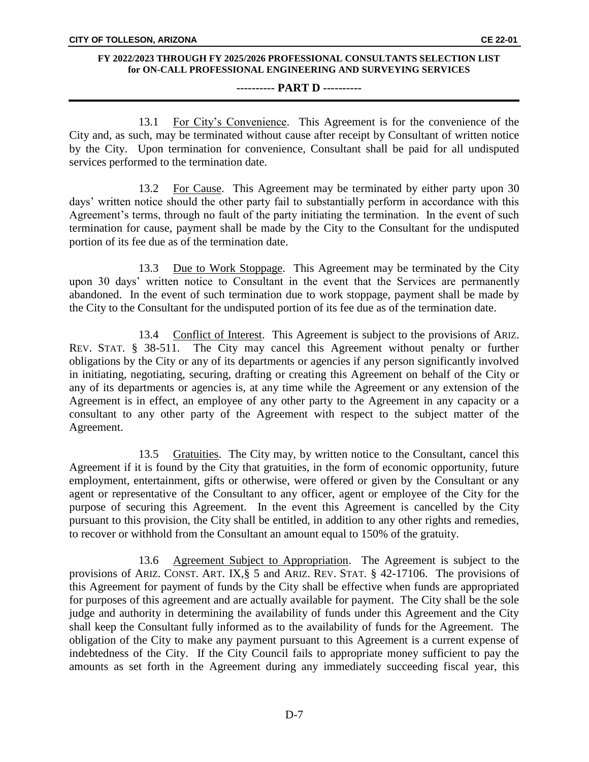13.1 For City's Convenience. This Agreement is for the convenience of the City and, as such, may be terminated without cause after receipt by Consultant of written notice by the City. Upon termination for convenience, Consultant shall be paid for all undisputed services performed to the termination date.

13.2 For Cause. This Agreement may be terminated by either party upon 30 days' written notice should the other party fail to substantially perform in accordance with this Agreement's terms, through no fault of the party initiating the termination. In the event of such termination for cause, payment shall be made by the City to the Consultant for the undisputed portion of its fee due as of the termination date.

13.3 Due to Work Stoppage. This Agreement may be terminated by the City upon 30 days' written notice to Consultant in the event that the Services are permanently abandoned. In the event of such termination due to work stoppage, payment shall be made by the City to the Consultant for the undisputed portion of its fee due as of the termination date.

13.4 Conflict of Interest. This Agreement is subject to the provisions of ARIZ. REV. STAT. § 38-511. The City may cancel this Agreement without penalty or further obligations by the City or any of its departments or agencies if any person significantly involved in initiating, negotiating, securing, drafting or creating this Agreement on behalf of the City or any of its departments or agencies is, at any time while the Agreement or any extension of the Agreement is in effect, an employee of any other party to the Agreement in any capacity or a consultant to any other party of the Agreement with respect to the subject matter of the Agreement.

13.5 Gratuities. The City may, by written notice to the Consultant, cancel this Agreement if it is found by the City that gratuities, in the form of economic opportunity, future employment, entertainment, gifts or otherwise, were offered or given by the Consultant or any agent or representative of the Consultant to any officer, agent or employee of the City for the purpose of securing this Agreement. In the event this Agreement is cancelled by the City pursuant to this provision, the City shall be entitled, in addition to any other rights and remedies, to recover or withhold from the Consultant an amount equal to 150% of the gratuity.

13.6 Agreement Subject to Appropriation. The Agreement is subject to the provisions of ARIZ. CONST. ART. IX,§ 5 and ARIZ. REV. STAT. § 42-17106. The provisions of this Agreement for payment of funds by the City shall be effective when funds are appropriated for purposes of this agreement and are actually available for payment. The City shall be the sole judge and authority in determining the availability of funds under this Agreement and the City shall keep the Consultant fully informed as to the availability of funds for the Agreement. The obligation of the City to make any payment pursuant to this Agreement is a current expense of indebtedness of the City. If the City Council fails to appropriate money sufficient to pay the amounts as set forth in the Agreement during any immediately succeeding fiscal year, this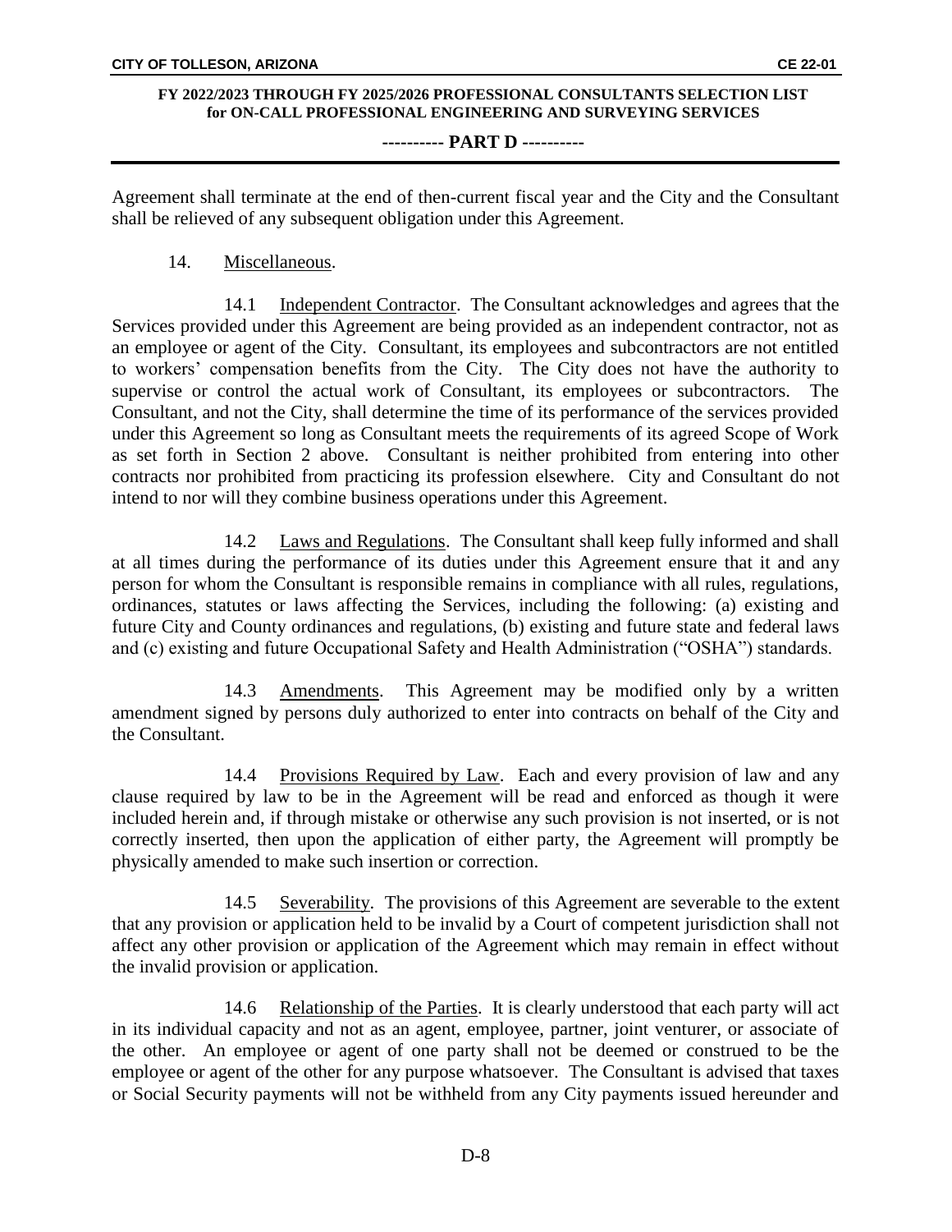Agreement shall terminate at the end of then-current fiscal year and the City and the Consultant shall be relieved of any subsequent obligation under this Agreement.

14. Miscellaneous.

14.1 Independent Contractor. The Consultant acknowledges and agrees that the Services provided under this Agreement are being provided as an independent contractor, not as an employee or agent of the City. Consultant, its employees and subcontractors are not entitled to workers' compensation benefits from the City. The City does not have the authority to supervise or control the actual work of Consultant, its employees or subcontractors. The Consultant, and not the City, shall determine the time of its performance of the services provided under this Agreement so long as Consultant meets the requirements of its agreed Scope of Work as set forth in Section 2 above. Consultant is neither prohibited from entering into other contracts nor prohibited from practicing its profession elsewhere. City and Consultant do not intend to nor will they combine business operations under this Agreement.

14.2 Laws and Regulations. The Consultant shall keep fully informed and shall at all times during the performance of its duties under this Agreement ensure that it and any person for whom the Consultant is responsible remains in compliance with all rules, regulations, ordinances, statutes or laws affecting the Services, including the following: (a) existing and future City and County ordinances and regulations, (b) existing and future state and federal laws and (c) existing and future Occupational Safety and Health Administration ("OSHA") standards.

14.3 Amendments. This Agreement may be modified only by a written amendment signed by persons duly authorized to enter into contracts on behalf of the City and the Consultant.

14.4 Provisions Required by Law. Each and every provision of law and any clause required by law to be in the Agreement will be read and enforced as though it were included herein and, if through mistake or otherwise any such provision is not inserted, or is not correctly inserted, then upon the application of either party, the Agreement will promptly be physically amended to make such insertion or correction.

14.5 Severability. The provisions of this Agreement are severable to the extent that any provision or application held to be invalid by a Court of competent jurisdiction shall not affect any other provision or application of the Agreement which may remain in effect without the invalid provision or application.

14.6 Relationship of the Parties. It is clearly understood that each party will act in its individual capacity and not as an agent, employee, partner, joint venturer, or associate of the other. An employee or agent of one party shall not be deemed or construed to be the employee or agent of the other for any purpose whatsoever. The Consultant is advised that taxes or Social Security payments will not be withheld from any City payments issued hereunder and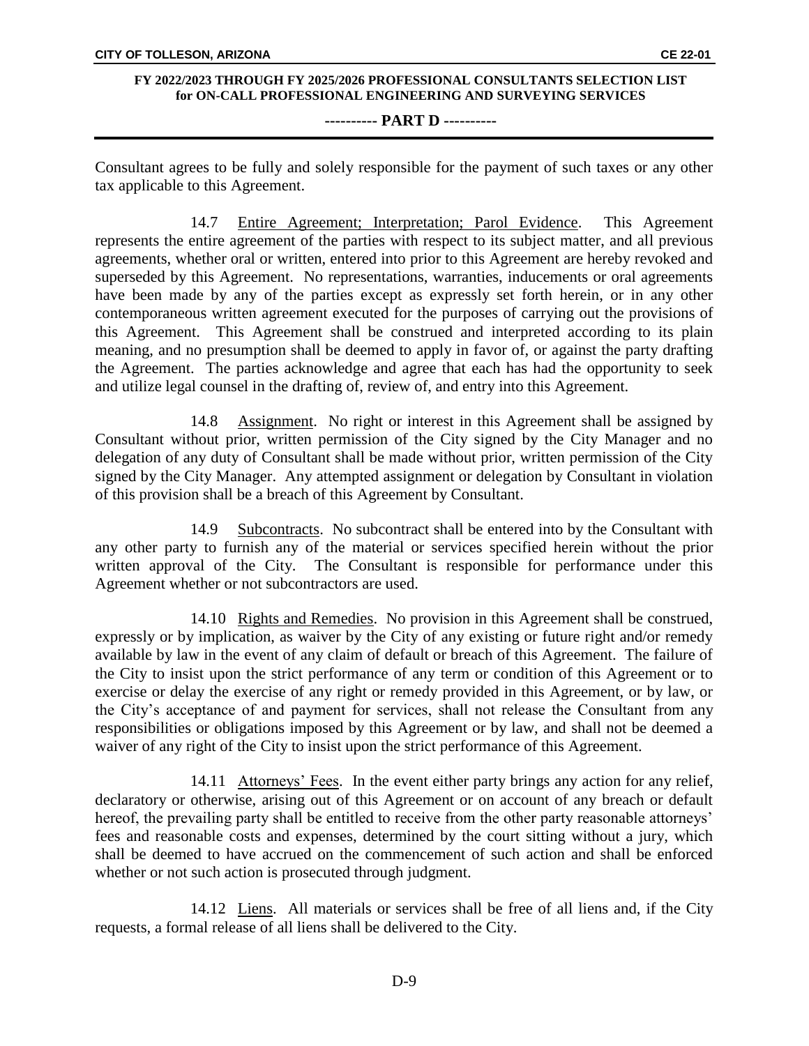Consultant agrees to be fully and solely responsible for the payment of such taxes or any other tax applicable to this Agreement.

14.7 Entire Agreement; Interpretation; Parol Evidence. This Agreement represents the entire agreement of the parties with respect to its subject matter, and all previous agreements, whether oral or written, entered into prior to this Agreement are hereby revoked and superseded by this Agreement. No representations, warranties, inducements or oral agreements have been made by any of the parties except as expressly set forth herein, or in any other contemporaneous written agreement executed for the purposes of carrying out the provisions of this Agreement. This Agreement shall be construed and interpreted according to its plain meaning, and no presumption shall be deemed to apply in favor of, or against the party drafting the Agreement. The parties acknowledge and agree that each has had the opportunity to seek and utilize legal counsel in the drafting of, review of, and entry into this Agreement.

14.8 Assignment. No right or interest in this Agreement shall be assigned by Consultant without prior, written permission of the City signed by the City Manager and no delegation of any duty of Consultant shall be made without prior, written permission of the City signed by the City Manager. Any attempted assignment or delegation by Consultant in violation of this provision shall be a breach of this Agreement by Consultant.

14.9 Subcontracts. No subcontract shall be entered into by the Consultant with any other party to furnish any of the material or services specified herein without the prior written approval of the City. The Consultant is responsible for performance under this Agreement whether or not subcontractors are used.

14.10 Rights and Remedies. No provision in this Agreement shall be construed, expressly or by implication, as waiver by the City of any existing or future right and/or remedy available by law in the event of any claim of default or breach of this Agreement. The failure of the City to insist upon the strict performance of any term or condition of this Agreement or to exercise or delay the exercise of any right or remedy provided in this Agreement, or by law, or the City's acceptance of and payment for services, shall not release the Consultant from any responsibilities or obligations imposed by this Agreement or by law, and shall not be deemed a waiver of any right of the City to insist upon the strict performance of this Agreement.

14.11 Attorneys' Fees. In the event either party brings any action for any relief, declaratory or otherwise, arising out of this Agreement or on account of any breach or default hereof, the prevailing party shall be entitled to receive from the other party reasonable attorneys' fees and reasonable costs and expenses, determined by the court sitting without a jury, which shall be deemed to have accrued on the commencement of such action and shall be enforced whether or not such action is prosecuted through judgment.

14.12 Liens. All materials or services shall be free of all liens and, if the City requests, a formal release of all liens shall be delivered to the City.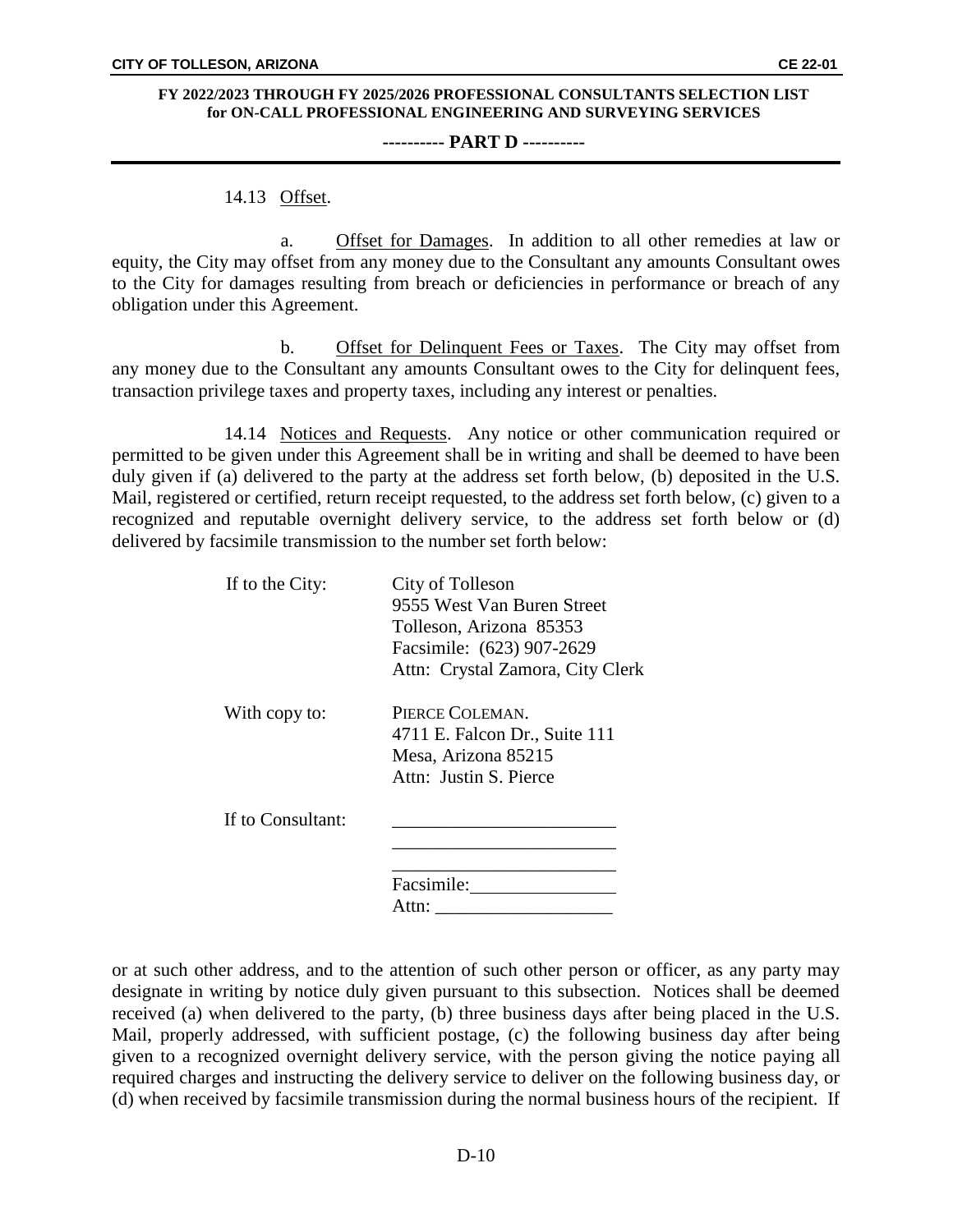14.13 Offset.

a. Offset for Damages. In addition to all other remedies at law or equity, the City may offset from any money due to the Consultant any amounts Consultant owes to the City for damages resulting from breach or deficiencies in performance or breach of any obligation under this Agreement.

b. Offset for Delinquent Fees or Taxes. The City may offset from any money due to the Consultant any amounts Consultant owes to the City for delinquent fees, transaction privilege taxes and property taxes, including any interest or penalties.

14.14 Notices and Requests. Any notice or other communication required or permitted to be given under this Agreement shall be in writing and shall be deemed to have been duly given if (a) delivered to the party at the address set forth below, (b) deposited in the U.S. Mail, registered or certified, return receipt requested, to the address set forth below, (c) given to a recognized and reputable overnight delivery service, to the address set forth below or (d) delivered by facsimile transmission to the number set forth below:

If to the City:
City of Tolleson
9555 West Van Buren Street
Tolleson, Arizona 85353
Facsimile: (623) 907-2629
Attn: Crystal Zamora, City Clerk

With copy to:
PIERCE COLEMAN.
4711 E. Falcon Dr., Suite 111
Mesa, Arizona 85215
Attn: Justin S. Pierce

If to Consultant:
________________________
________________________
________________________
Facsimile:_______________
Attn: ___________________

or at such other address, and to the attention of such other person or officer, as any party may designate in writing by notice duly given pursuant to this subsection. Notices shall be deemed received (a) when delivered to the party, (b) three business days after being placed in the U.S. Mail, properly addressed, with sufficient postage, (c) the following business day after being given to a recognized overnight delivery service, with the person giving the notice paying all required charges and instructing the delivery service to deliver on the following business day, or (d) when received by facsimile transmission during the normal business hours of the recipient. If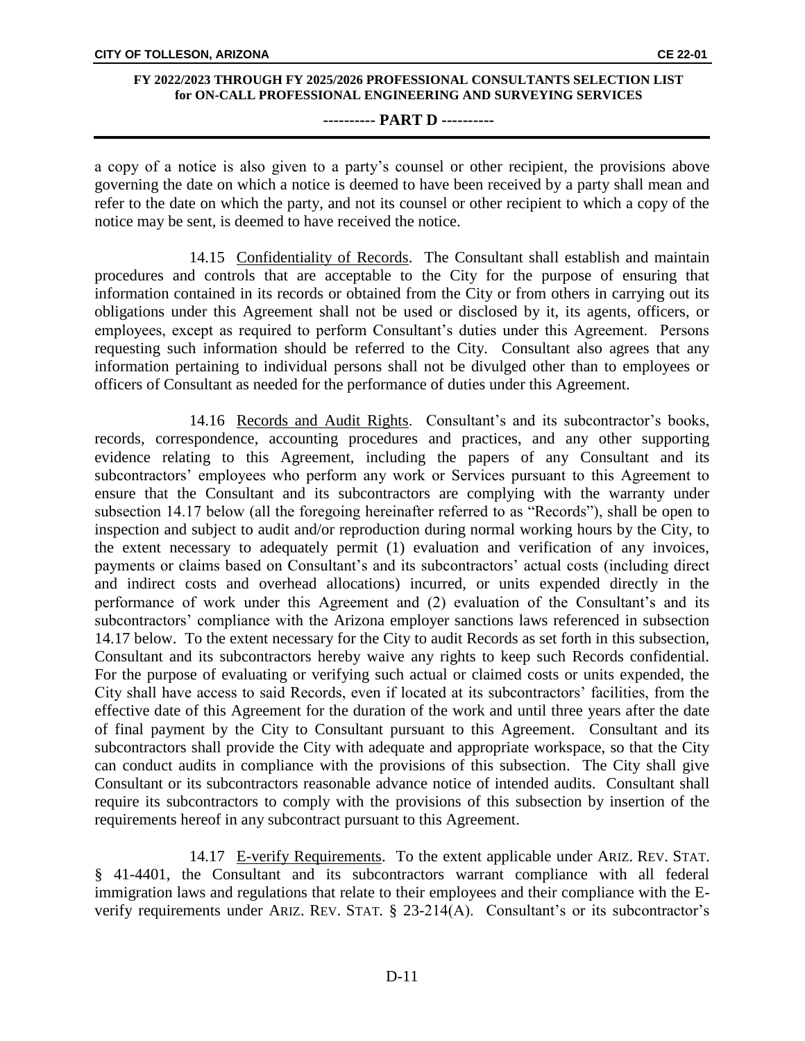a copy of a notice is also given to a party's counsel or other recipient, the provisions above governing the date on which a notice is deemed to have been received by a party shall mean and refer to the date on which the party, and not its counsel or other recipient to which a copy of the notice may be sent, is deemed to have received the notice.

14.15 Confidentiality of Records. The Consultant shall establish and maintain procedures and controls that are acceptable to the City for the purpose of ensuring that information contained in its records or obtained from the City or from others in carrying out its obligations under this Agreement shall not be used or disclosed by it, its agents, officers, or employees, except as required to perform Consultant's duties under this Agreement. Persons requesting such information should be referred to the City. Consultant also agrees that any information pertaining to individual persons shall not be divulged other than to employees or officers of Consultant as needed for the performance of duties under this Agreement.

14.16 Records and Audit Rights. Consultant's and its subcontractor's books, records, correspondence, accounting procedures and practices, and any other supporting evidence relating to this Agreement, including the papers of any Consultant and its subcontractors' employees who perform any work or Services pursuant to this Agreement to ensure that the Consultant and its subcontractors are complying with the warranty under subsection 14.17 below (all the foregoing hereinafter referred to as "Records"), shall be open to inspection and subject to audit and/or reproduction during normal working hours by the City, to the extent necessary to adequately permit (1) evaluation and verification of any invoices, payments or claims based on Consultant's and its subcontractors' actual costs (including direct and indirect costs and overhead allocations) incurred, or units expended directly in the performance of work under this Agreement and (2) evaluation of the Consultant's and its subcontractors' compliance with the Arizona employer sanctions laws referenced in subsection 14.17 below. To the extent necessary for the City to audit Records as set forth in this subsection, Consultant and its subcontractors hereby waive any rights to keep such Records confidential. For the purpose of evaluating or verifying such actual or claimed costs or units expended, the City shall have access to said Records, even if located at its subcontractors' facilities, from the effective date of this Agreement for the duration of the work and until three years after the date of final payment by the City to Consultant pursuant to this Agreement. Consultant and its subcontractors shall provide the City with adequate and appropriate workspace, so that the City can conduct audits in compliance with the provisions of this subsection. The City shall give Consultant or its subcontractors reasonable advance notice of intended audits. Consultant shall require its subcontractors to comply with the provisions of this subsection by insertion of the requirements hereof in any subcontract pursuant to this Agreement.

14.17 E-verify Requirements. To the extent applicable under ARIZ. REV. STAT. § 41-4401, the Consultant and its subcontractors warrant compliance with all federal immigration laws and regulations that relate to their employees and their compliance with the E-verify requirements under ARIZ. REV. STAT. § 23-214(A). Consultant's or its subcontractor's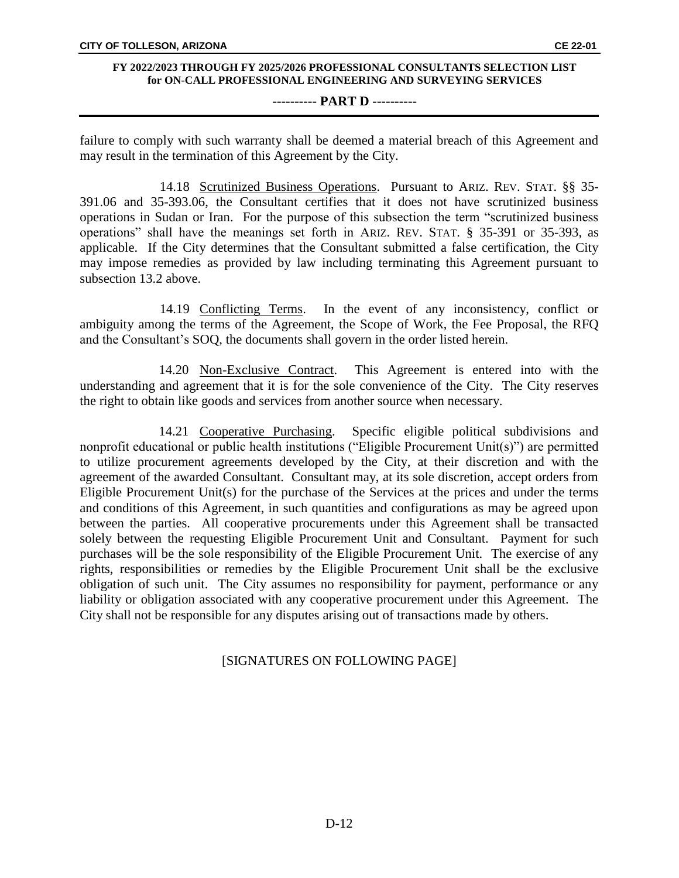failure to comply with such warranty shall be deemed a material breach of this Agreement and may result in the termination of this Agreement by the City.

14.18 Scrutinized Business Operations. Pursuant to ARIZ. REV. STAT. §§ 35-391.06 and 35-393.06, the Consultant certifies that it does not have scrutinized business operations in Sudan or Iran. For the purpose of this subsection the term "scrutinized business operations" shall have the meanings set forth in ARIZ. REV. STAT. § 35-391 or 35-393, as applicable. If the City determines that the Consultant submitted a false certification, the City may impose remedies as provided by law including terminating this Agreement pursuant to subsection 13.2 above.

14.19 Conflicting Terms. In the event of any inconsistency, conflict or ambiguity among the terms of the Agreement, the Scope of Work, the Fee Proposal, the RFQ and the Consultant's SOQ, the documents shall govern in the order listed herein.

14.20 Non-Exclusive Contract. This Agreement is entered into with the understanding and agreement that it is for the sole convenience of the City. The City reserves the right to obtain like goods and services from another source when necessary.

14.21 Cooperative Purchasing. Specific eligible political subdivisions and nonprofit educational or public health institutions ("Eligible Procurement Unit(s)") are permitted to utilize procurement agreements developed by the City, at their discretion and with the agreement of the awarded Consultant. Consultant may, at its sole discretion, accept orders from Eligible Procurement Unit(s) for the purchase of the Services at the prices and under the terms and conditions of this Agreement, in such quantities and configurations as may be agreed upon between the parties. All cooperative procurements under this Agreement shall be transacted solely between the requesting Eligible Procurement Unit and Consultant. Payment for such purchases will be the sole responsibility of the Eligible Procurement Unit. The exercise of any rights, responsibilities or remedies by the Eligible Procurement Unit shall be the exclusive obligation of such unit. The City assumes no responsibility for payment, performance or any liability or obligation associated with any cooperative procurement under this Agreement. The City shall not be responsible for any disputes arising out of transactions made by others.

[SIGNATURES ON FOLLOWING PAGE]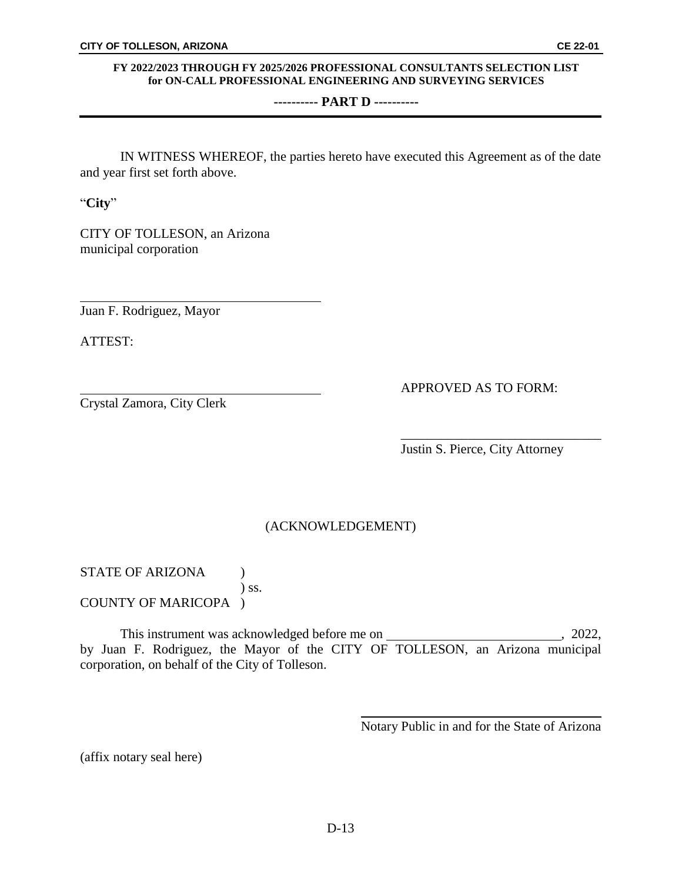IN WITNESS WHEREOF, the parties hereto have executed this Agreement as of the date and year first set forth above.

"**City**"

CITY OF TOLLESON, an Arizona municipal corporation

\_\_\_\_\_\_\_\_\_\_\_\_\_\_\_\_\_\_\_\_\_\_\_\_\_\_\_\_\_\_\_\_\_\_\_\_
Juan F. Rodriguez, Mayor

ATTEST:

\_\_\_\_\_\_\_\_\_\_\_\_\_\_\_\_\_\_\_\_\_\_\_\_\_\_\_\_\_\_\_\_\_\_\_\_
Crystal Zamora, City Clerk

APPROVED AS TO FORM:

\_\_\_\_\_\_\_\_\_\_\_\_\_\_\_\_\_\_\_\_\_\_\_\_\_\_\_\_\_\_\_\_\_\_\_\_
Justin S. Pierce, City Attorney

(ACKNOWLEDGEMENT)

STATE OF ARIZONA )
) ss.
COUNTY OF MARICOPA )

This instrument was acknowledged before me on \_\_\_\_\_\_\_\_\_\_\_\_\_\_\_\_\_\_\_\_\_\_\_\_\_\_\_, 2022, by Juan F. Rodriguez, the Mayor of the CITY OF TOLLESON, an Arizona municipal corporation, on behalf of the City of Tolleson.

\_\_\_\_\_\_\_\_\_\_\_\_\_\_\_\_\_\_\_\_\_\_\_\_\_\_\_\_\_\_\_\_\_\_\_\_
Notary Public in and for the State of Arizona

(affix notary seal here)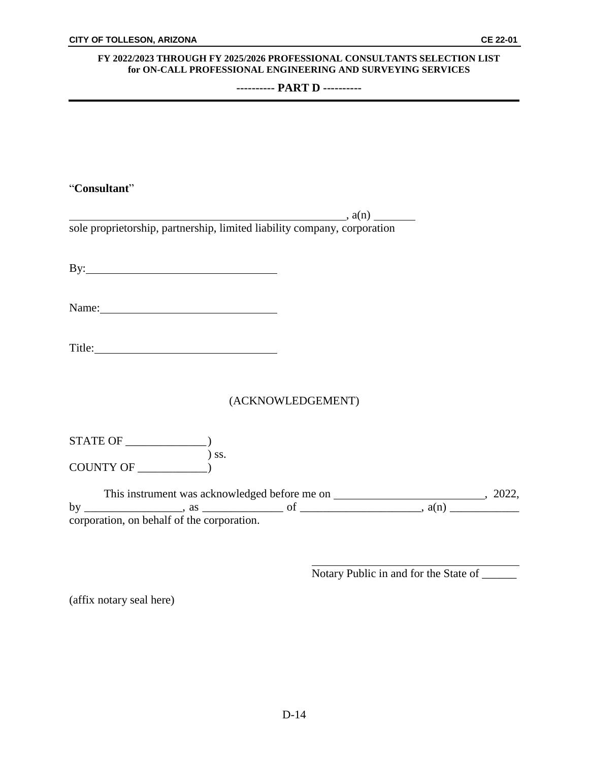“**Consultant**”

\_\_\_\_\_\_\_\_\_\_\_\_\_\_\_\_\_\_\_\_\_\_\_\_\_\_\_\_\_\_\_\_\_\_\_\_\_\_\_\_\_\_\_\_\_\_\_\_\_\_\_\_, a(n) \_\_\_\_\_\_\_\_
sole proprietorship, partnership, limited liability company, corporation

By:\_\_\_\_\_\_\_\_\_\_\_\_\_\_\_\_\_\_\_\_\_\_\_\_\_\_\_\_\_\_\_\_\_\_\_

Name:\_\_\_\_\_\_\_\_\_\_\_\_\_\_\_\_\_\_\_\_\_\_\_\_\_\_\_\_\_\_\_\_\_

Title:\_\_\_\_\_\_\_\_\_\_\_\_\_\_\_\_\_\_\_\_\_\_\_\_\_\_\_\_\_\_\_\_\_\_

(ACKNOWLEDGEMENT)

STATE OF \_\_\_\_\_\_\_\_\_\_\_\_\_\_)
) ss.
COUNTY OF \_\_\_\_\_\_\_\_\_\_\_\_)

This instrument was acknowledged before me on \_\_\_\_\_\_\_\_\_\_\_\_\_\_\_\_\_\_\_\_\_\_\_\_\_\_, 2022, by \_\_\_\_\_\_\_\_\_\_\_\_\_\_\_\_\_, as \_\_\_\_\_\_\_\_\_\_\_\_\_\_ of \_\_\_\_\_\_\_\_\_\_\_\_\_\_\_\_\_\_\_\_\_, a(n) \_\_\_\_\_\_\_\_\_\_\_\_ corporation, on behalf of the corporation.

\_\_\_\_\_\_\_\_\_\_\_\_\_\_\_\_\_\_\_\_\_\_\_\_\_\_\_\_\_\_\_\_\_\_\_\_\_\_
Notary Public in and for the State of \_\_\_\_\_\_

(affix notary seal here)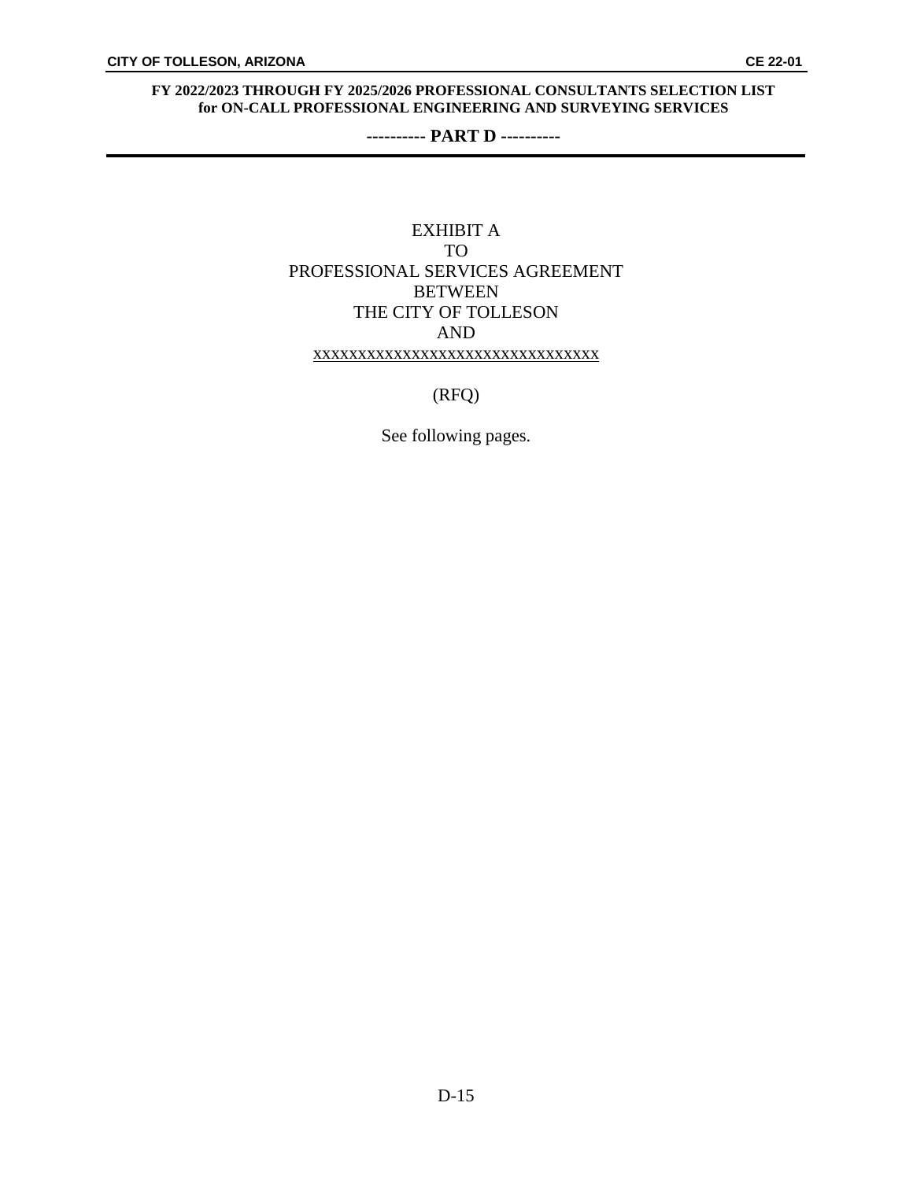EXHIBIT A
TO
PROFESSIONAL SERVICES AGREEMENT
BETWEEN
THE CITY OF TOLLESON
AND
xxxxxxxxxxxxxxxxxxxxxxxxxxxxxxxx

(RFQ)

See following pages.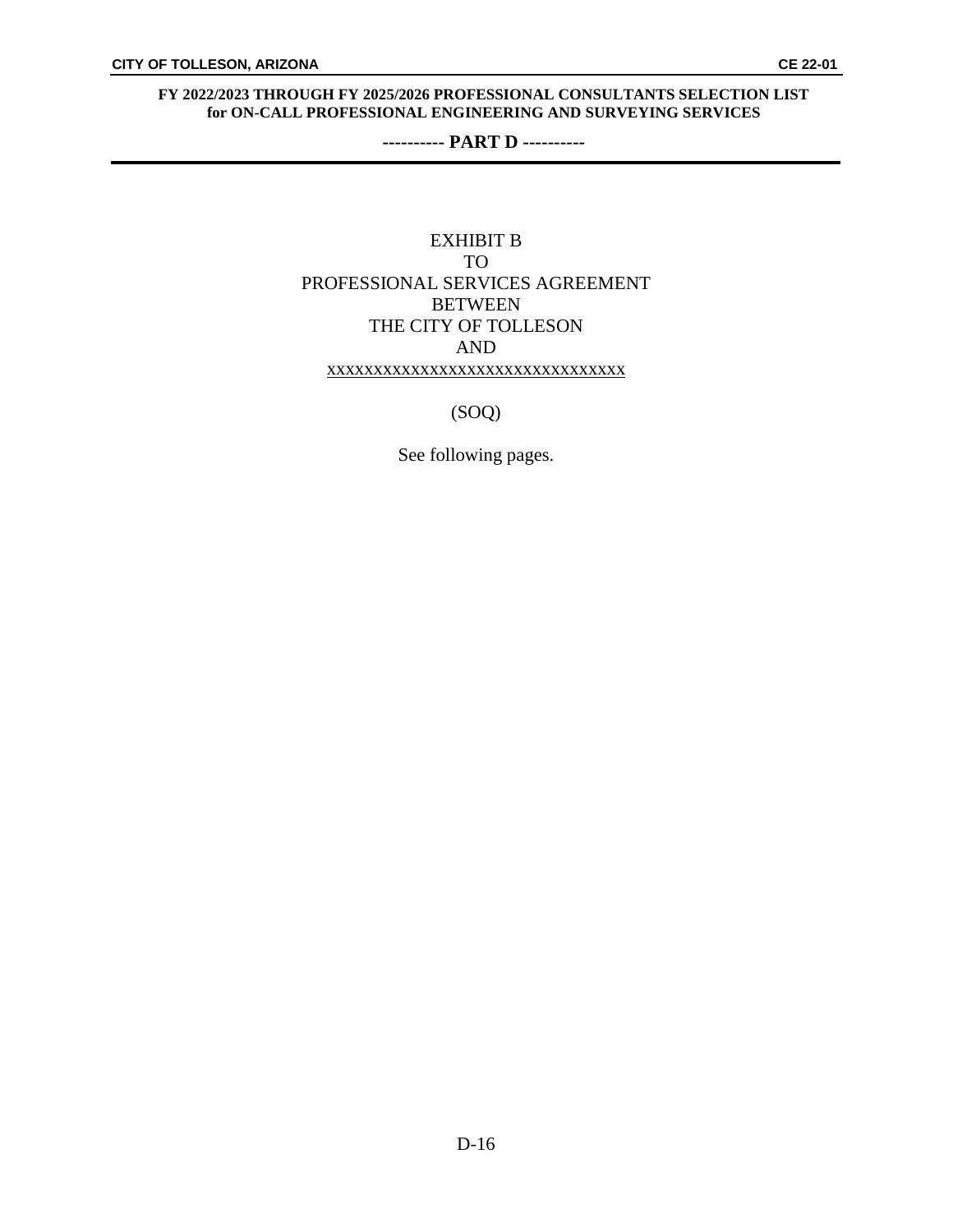EXHIBIT B
TO
PROFESSIONAL SERVICES AGREEMENT
BETWEEN
THE CITY OF TOLLESON
AND
xxxxxxxxxxxxxxxxxxxxxxxxxxxxxxxxx

(SOQ)

See following pages.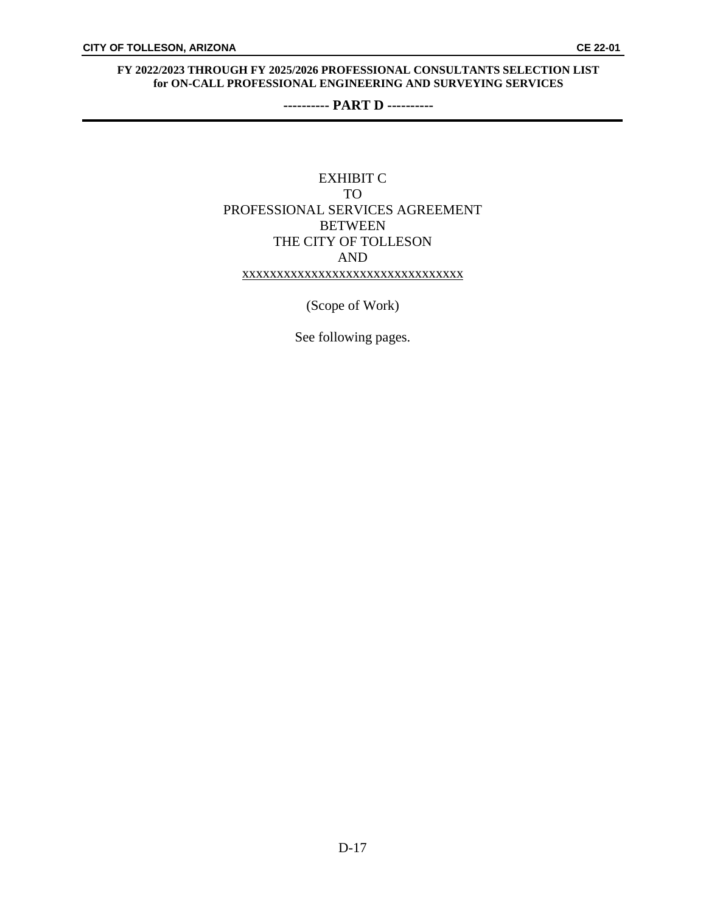EXHIBIT C
TO
PROFESSIONAL SERVICES AGREEMENT
BETWEEN
THE CITY OF TOLLESON
AND
xxxxxxxxxxxxxxxxxxxxxxxxxxxxxxxxx

(Scope of Work)

See following pages.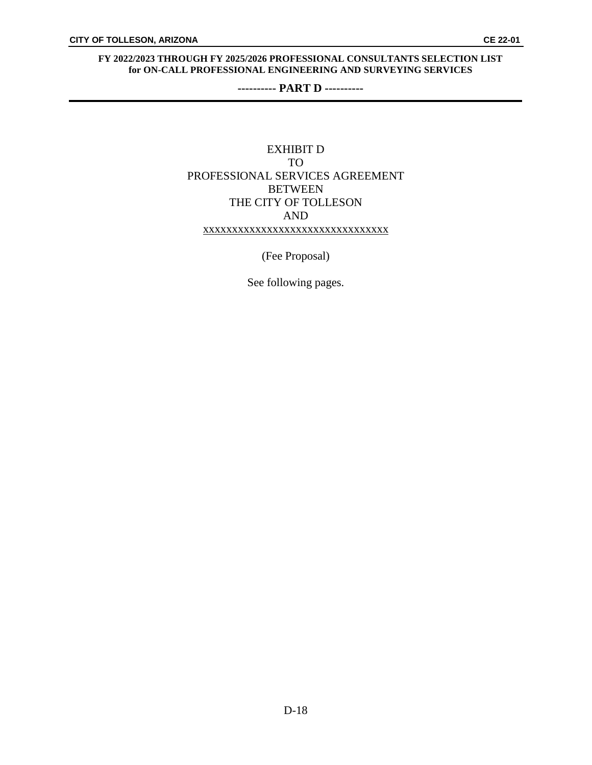---------- **PART D** ----------

EXHIBIT D
TO
PROFESSIONAL SERVICES AGREEMENT
BETWEEN
THE CITY OF TOLLESON
AND
xxxxxxxxxxxxxxxxxxxxxxxxxxxxxxxx

(Fee Proposal)

See following pages.